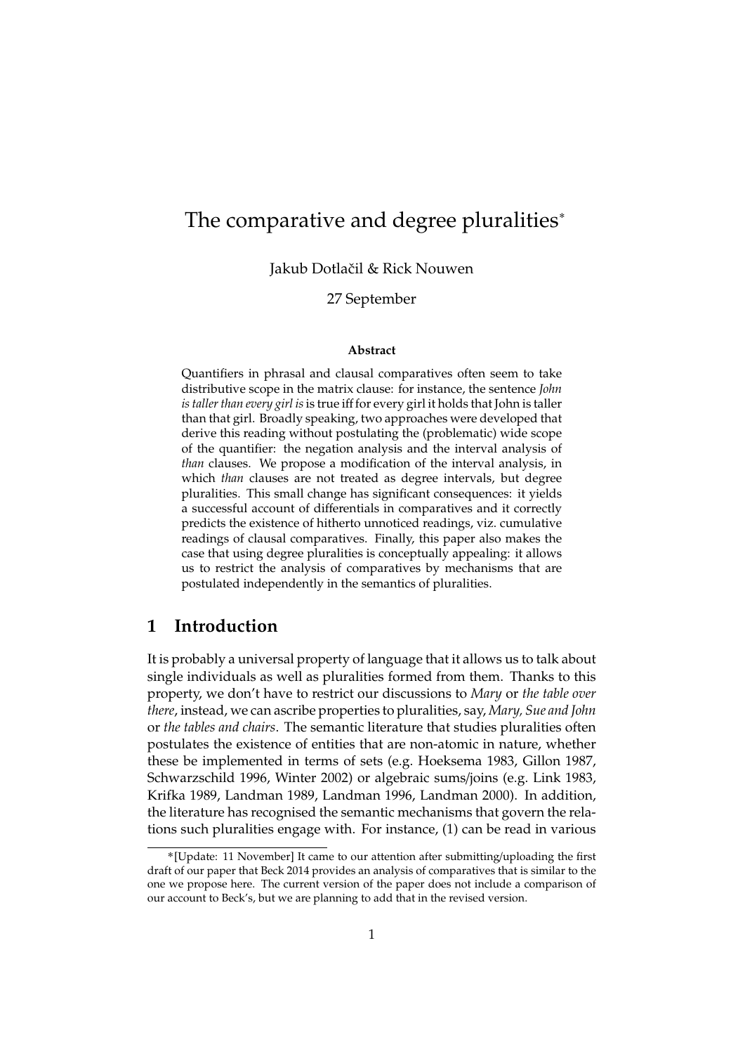# The comparative and degree pluralities*

Jakub Dotlačil & Rick Nouwen

27 September

**Abstract**

Quantifiers in phrasal and clausal comparatives often seem to take distributive scope in the matrix clause: for instance, the sentence *John is taller than every girl is* is true iff for every girl it holds that John is taller than that girl. Broadly speaking, two approaches were developed that derive this reading without postulating the (problematic) wide scope of the quantifier: the negation analysis and the interval analysis of *than* clauses. We propose a modification of the interval analysis, in which *than* clauses are not treated as degree intervals, but degree pluralities. This small change has significant consequences: it yields a successful account of differentials in comparatives and it correctly predicts the existence of hitherto unnoticed readings, viz. cumulative readings of clausal comparatives. Finally, this paper also makes the case that using degree pluralities is conceptually appealing: it allows us to restrict the analysis of comparatives by mechanisms that are postulated independently in the semantics of pluralities.

## 1 Introduction

It is probably a universal property of language that it allows us to talk about single individuals as well as pluralities formed from them. Thanks to this property, we don't have to restrict our discussions to *Mary* or *the table over there*, instead, we can ascribe properties to pluralities, say, *Mary, Sue and John* or *the tables and chairs*. The semantic literature that studies pluralities often postulates the existence of entities that are non-atomic in nature, whether these be implemented in terms of sets (e.g. Hoeksema 1983, Gillon 1987, Schwarzschild 1996, Winter 2002) or algebraic sums/joins (e.g. Link 1983, Krifka 1989, Landman 1989, Landman 1996, Landman 2000). In addition, the literature has recognised the semantic mechanisms that govern the relations such pluralities engage with. For instance, (1) can be read in various

*[Update: 11 November] It came to our attention after submitting/uploading the first draft of our paper that Beck 2014 provides an analysis of comparatives that is similar to the one we propose here. The current version of the paper does not include a comparison of our account to Beck's, but we are planning to add that in the revised version.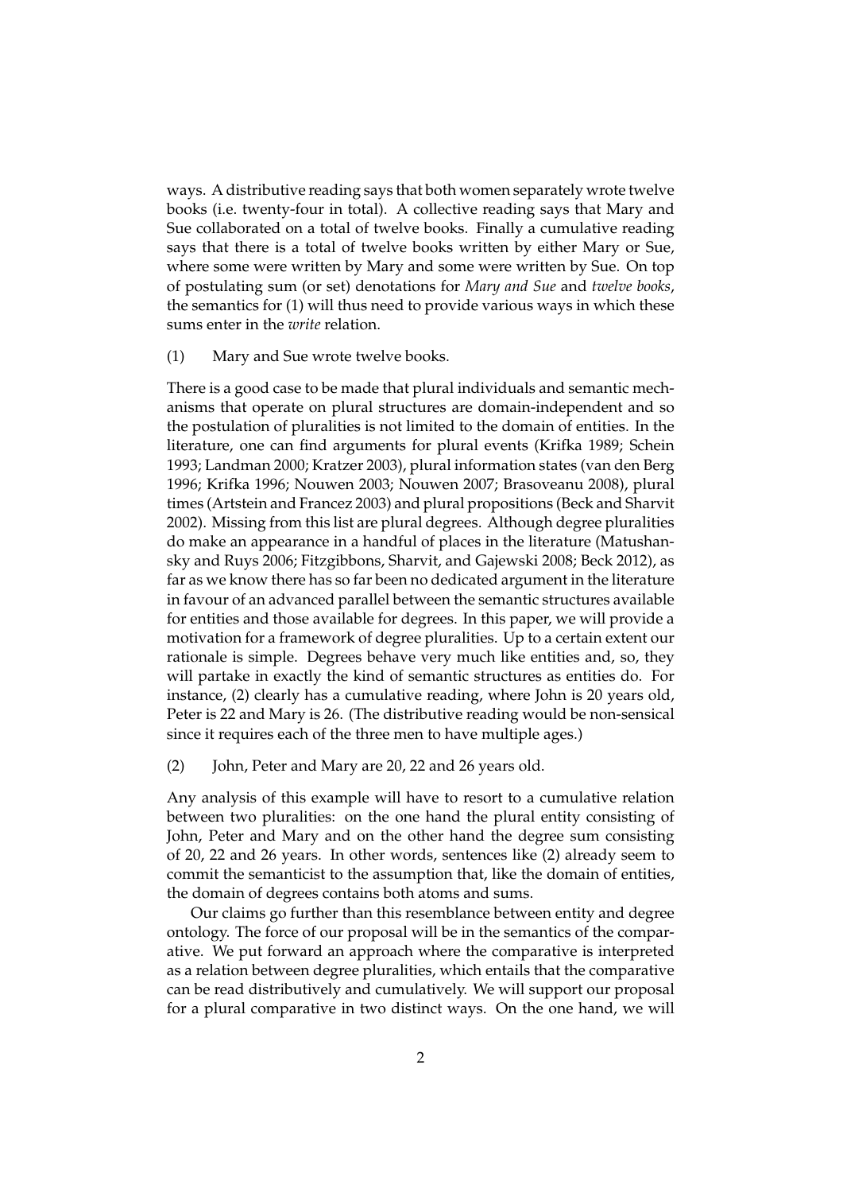ways. A distributive reading says that both women separately wrote twelve books (i.e. twenty-four in total). A collective reading says that Mary and Sue collaborated on a total of twelve books. Finally a cumulative reading says that there is a total of twelve books written by either Mary or Sue, where some were written by Mary and some were written by Sue. On top of postulating sum (or set) denotations for *Mary and Sue* and *twelve books*, the semantics for (1) will thus need to provide various ways in which these sums enter in the *write* relation.

(1) Mary and Sue wrote twelve books.

There is a good case to be made that plural individuals and semantic mechanisms that operate on plural structures are domain-independent and so the postulation of pluralities is not limited to the domain of entities. In the literature, one can find arguments for plural events (Krifka 1989; Schein 1993; Landman 2000; Kratzer 2003), plural information states (van den Berg 1996; Krifka 1996; Nouwen 2003; Nouwen 2007; Brasoveanu 2008), plural times (Artstein and Francez 2003) and plural propositions (Beck and Sharvit 2002). Missing from this list are plural degrees. Although degree pluralities do make an appearance in a handful of places in the literature (Matushansky and Ruys 2006; Fitzgibbons, Sharvit, and Gajewski 2008; Beck 2012), as far as we know there has so far been no dedicated argument in the literature in favour of an advanced parallel between the semantic structures available for entities and those available for degrees. In this paper, we will provide a motivation for a framework of degree pluralities. Up to a certain extent our rationale is simple. Degrees behave very much like entities and, so, they will partake in exactly the kind of semantic structures as entities do. For instance, (2) clearly has a cumulative reading, where John is 20 years old, Peter is 22 and Mary is 26. (The distributive reading would be non-sensical since it requires each of the three men to have multiple ages.)

(2) John, Peter and Mary are 20, 22 and 26 years old.

Any analysis of this example will have to resort to a cumulative relation between two pluralities: on the one hand the plural entity consisting of John, Peter and Mary and on the other hand the degree sum consisting of 20, 22 and 26 years. In other words, sentences like (2) already seem to commit the semanticist to the assumption that, like the domain of entities, the domain of degrees contains both atoms and sums.

Our claims go further than this resemblance between entity and degree ontology. The force of our proposal will be in the semantics of the comparative. We put forward an approach where the comparative is interpreted as a relation between degree pluralities, which entails that the comparative can be read distributively and cumulatively. We will support our proposal for a plural comparative in two distinct ways. On the one hand, we will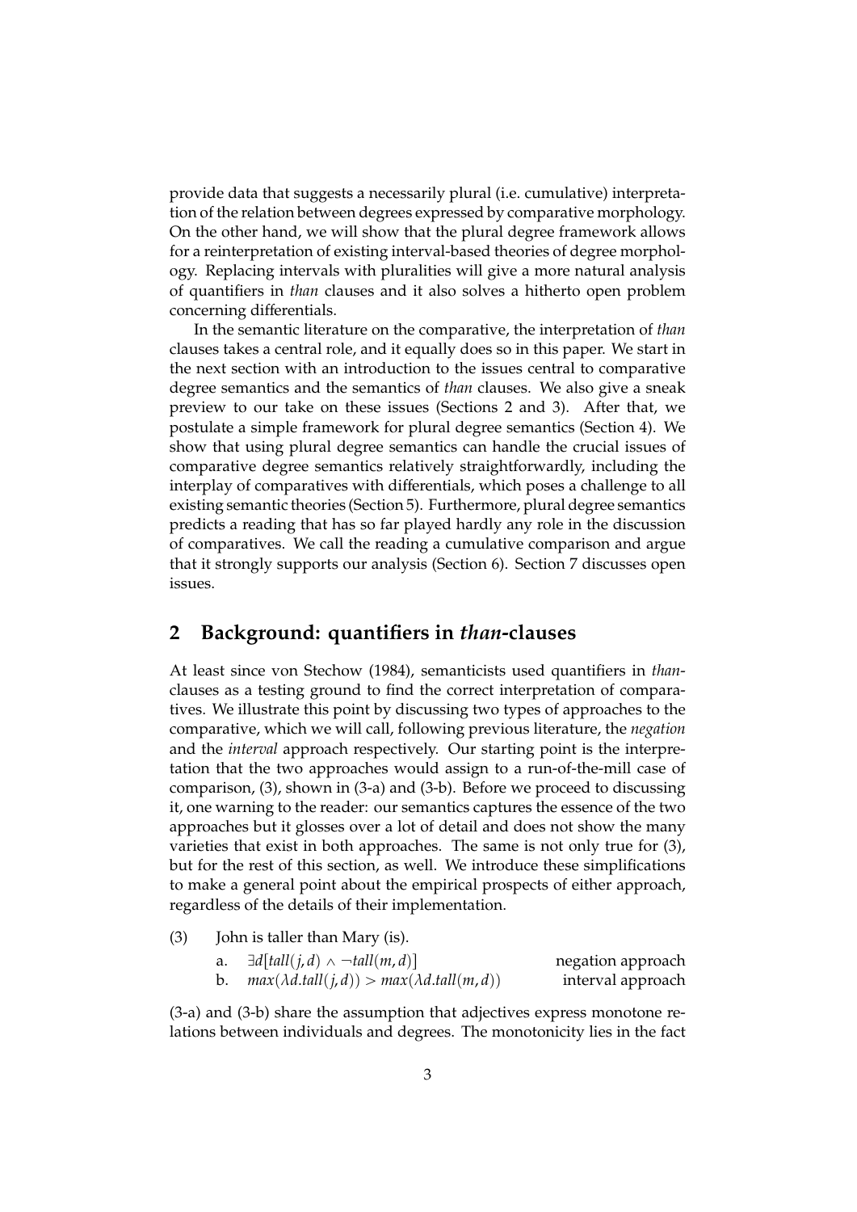provide data that suggests a necessarily plural (i.e. cumulative) interpretation of the relation between degrees expressed by comparative morphology. On the other hand, we will show that the plural degree framework allows for a reinterpretation of existing interval-based theories of degree morphology. Replacing intervals with pluralities will give a more natural analysis of quantifiers in *than* clauses and it also solves a hitherto open problem concerning differentials.

In the semantic literature on the comparative, the interpretation of *than* clauses takes a central role, and it equally does so in this paper. We start in the next section with an introduction to the issues central to comparative degree semantics and the semantics of *than* clauses. We also give a sneak preview to our take on these issues (Sections 2 and 3). After that, we postulate a simple framework for plural degree semantics (Section 4). We show that using plural degree semantics can handle the crucial issues of comparative degree semantics relatively straightforwardly, including the interplay of comparatives with differentials, which poses a challenge to all existing semantic theories (Section 5). Furthermore, plural degree semantics predicts a reading that has so far played hardly any role in the discussion of comparatives. We call the reading a cumulative comparison and argue that it strongly supports our analysis (Section 6). Section 7 discusses open issues.

## 2 Background: quantifiers in *than*-clauses

At least since von Stechow (1984), semanticists used quantifiers in *than*-clauses as a testing ground to find the correct interpretation of comparatives. We illustrate this point by discussing two types of approaches to the comparative, which we will call, following previous literature, the *negation* and the *interval* approach respectively. Our starting point is the interpretation that the two approaches would assign to a run-of-the-mill case of comparison, (3), shown in (3-a) and (3-b). Before we proceed to discussing it, one warning to the reader: our semantics captures the essence of the two approaches but it glosses over a lot of detail and does not show the many varieties that exist in both approaches. The same is not only true for (3), but for the rest of this section, as well. We introduce these simplifications to make a general point about the empirical prospects of either approach, regardless of the details of their implementation.

(3) John is taller than Mary (is).

a. $\exists d[tall(j,d) \wedge \neg tall(m,d)]$ — negation approach

b. $max(\lambda d.tall(j,d)) > max(\lambda d.tall(m,d))$ — interval approach

(3-a) and (3-b) share the assumption that adjectives express monotone relations between individuals and degrees. The monotonicity lies in the fact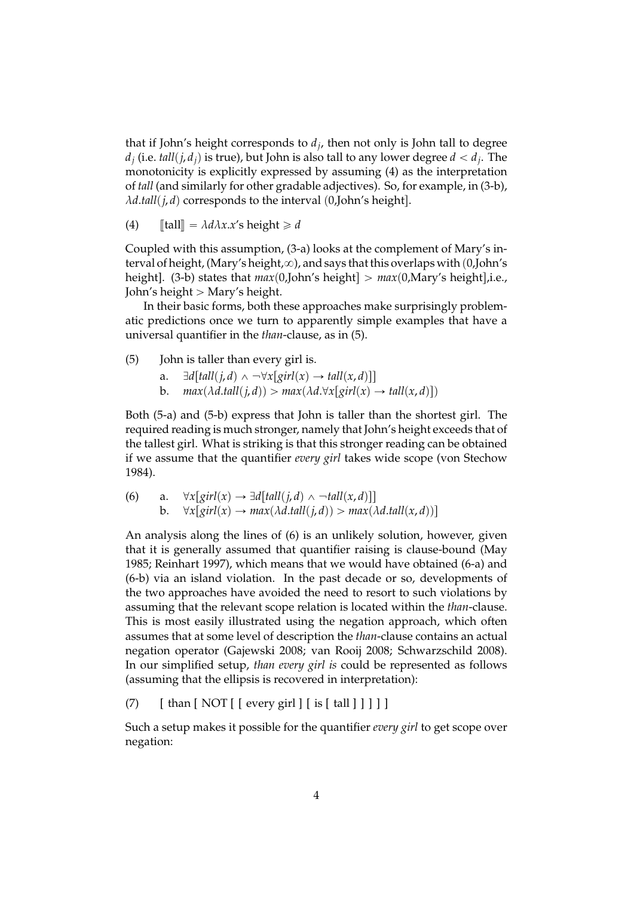that if John's height corresponds to $d_j$, then not only is John tall to degree $d_j$ (i.e. $tall(j, d_j)$ is true), but John is also tall to any lower degree $d < d_j$. The monotonicity is explicitly expressed by assuming (4) as the interpretation of *tall* (and similarly for other gradable adjectives). So, for example, in (3-b), $\lambda d.tall(j, d)$ corresponds to the interval (0,John's height].

(4) $[\![\text{tall}]\!] = \lambda d \lambda x.x\text{'s height} \geqslant d$

Coupled with this assumption, (3-a) looks at the complement of Mary's interval of height, (Mary's height,$\infty$), and says that this overlaps with (0,John's height]. (3-b) states that $max$(0,John's height] $>$ $max$(0,Mary's height],i.e., John's height $>$ Mary's height.

In their basic forms, both these approaches make surprisingly problematic predictions once we turn to apparently simple examples that have a universal quantifier in the *than*-clause, as in (5).

(5) John is taller than every girl is.
  a. $\exists d[tall(j, d) \wedge \neg\forall x[girl(x) \rightarrow tall(x, d)]]$
  b. $max(\lambda d.tall(j, d)) > max(\lambda d.\forall x[girl(x) \rightarrow tall(x, d)])$

Both (5-a) and (5-b) express that John is taller than the shortest girl. The required reading is much stronger, namely that John's height exceeds that of the tallest girl. What is striking is that this stronger reading can be obtained if we assume that the quantifier *every girl* takes wide scope (von Stechow 1984).

(6) a. $\forall x[girl(x) \rightarrow \exists d[tall(j, d) \wedge \neg tall(x, d)]]$
  b. $\forall x[girl(x) \rightarrow max(\lambda d.tall(j, d)) > max(\lambda d.tall(x, d))]$

An analysis along the lines of (6) is an unlikely solution, however, given that it is generally assumed that quantifier raising is clause-bound (May 1985; Reinhart 1997), which means that we would have obtained (6-a) and (6-b) via an island violation. In the past decade or so, developments of the two approaches have avoided the need to resort to such violations by assuming that the relevant scope relation is located within the *than*-clause. This is most easily illustrated using the negation approach, which often assumes that at some level of description the *than*-clause contains an actual negation operator (Gajewski 2008; van Rooij 2008; Schwarzschild 2008). In our simplified setup, *than every girl is* could be represented as follows (assuming that the ellipsis is recovered in interpretation):

(7) [ than [ NOT [ [ every girl ] [ is [ tall ] ] ] ] ]

Such a setup makes it possible for the quantifier *every girl* to get scope over negation: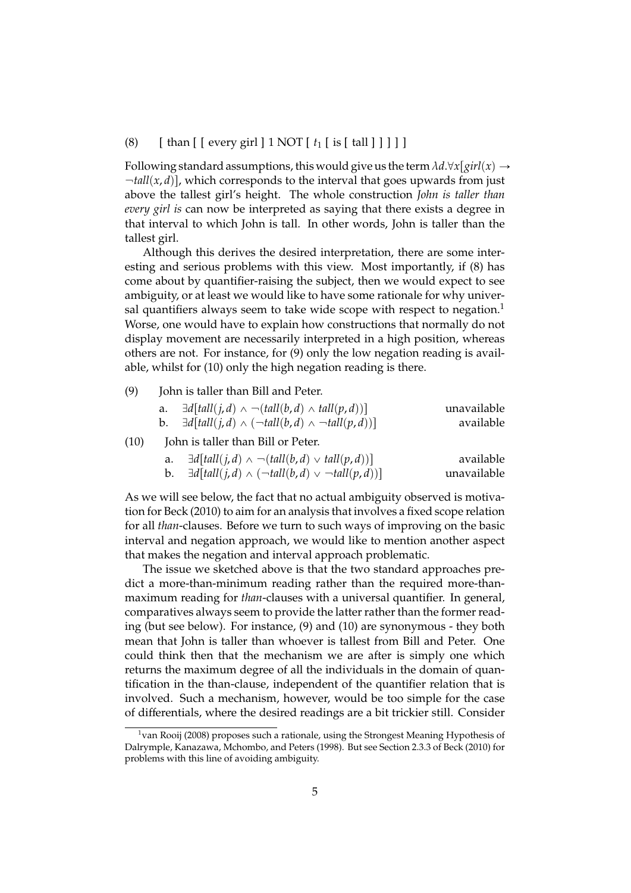(8) [ than [ [ every girl ] 1 NOT [ $t_1$ [ is [ tall ] ] ] ] ]

Following standard assumptions, this would give us the term $\lambda d.\forall x[girl(x) \rightarrow \neg tall(x,d)]$, which corresponds to the interval that goes upwards from just above the tallest girl's height. The whole construction *John is taller than every girl is* can now be interpreted as saying that there exists a degree in that interval to which John is tall. In other words, John is taller than the tallest girl.

Although this derives the desired interpretation, there are some interesting and serious problems with this view. Most importantly, if (8) has come about by quantifier-raising the subject, then we would expect to see ambiguity, or at least we would like to have some rationale for why universal quantifiers always seem to take wide scope with respect to negation.[1] Worse, one would have to explain how constructions that normally do not display movement are necessarily interpreted in a high position, whereas others are not. For instance, for (9) only the low negation reading is available, whilst for (10) only the high negation reading is there.

(9) John is taller than Bill and Peter.

a. $\exists d[tall(j,d) \wedge \neg(tall(b,d) \wedge tall(p,d))]$ unavailable

b. $\exists d[tall(j,d) \wedge (\neg tall(b,d) \wedge \neg tall(p,d))]$ available

(10) John is taller than Bill or Peter.

a. $\exists d[tall(j,d) \wedge \neg(tall(b,d) \vee tall(p,d))]$ available

b. $\exists d[tall(j,d) \wedge (\neg tall(b,d) \vee \neg tall(p,d))]$ unavailable

As we will see below, the fact that no actual ambiguity observed is motivation for Beck (2010) to aim for an analysis that involves a fixed scope relation for all *than*-clauses. Before we turn to such ways of improving on the basic interval and negation approach, we would like to mention another aspect that makes the negation and interval approach problematic.

The issue we sketched above is that the two standard approaches predict a more-than-minimum reading rather than the required more-than-maximum reading for *than*-clauses with a universal quantifier. In general, comparatives always seem to provide the latter rather than the former reading (but see below). For instance, (9) and (10) are synonymous - they both mean that John is taller than whoever is tallest from Bill and Peter. One could think then that the mechanism we are after is simply one which returns the maximum degree of all the individuals in the domain of quantification in the than-clause, independent of the quantifier relation that is involved. Such a mechanism, however, would be too simple for the case of differentials, where the desired readings are a bit trickier still. Consider

[1] van Rooij (2008) proposes such a rationale, using the Strongest Meaning Hypothesis of Dalrymple, Kanazawa, Mchombo, and Peters (1998). But see Section 2.3.3 of Beck (2010) for problems with this line of avoiding ambiguity.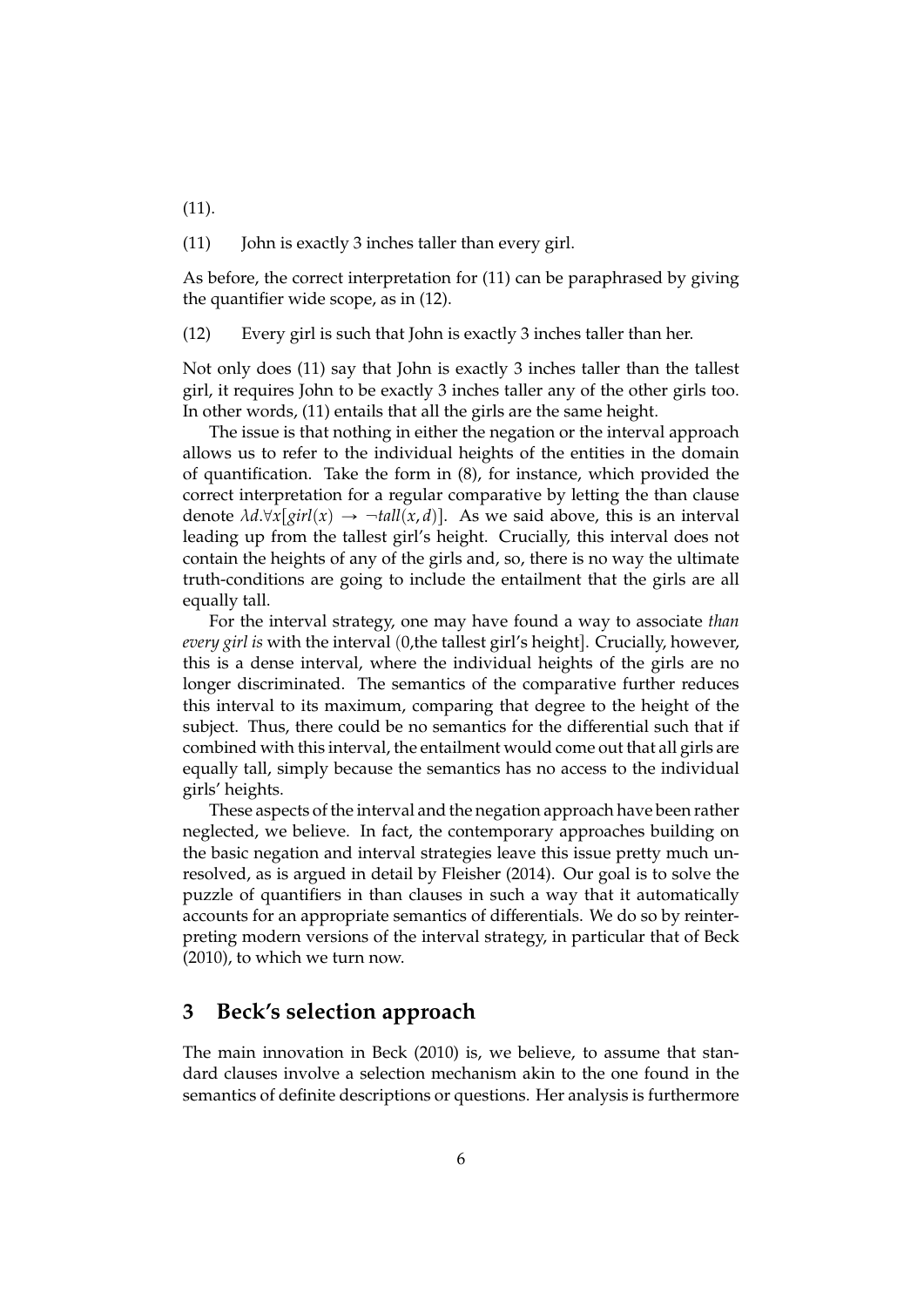(11).

(11) John is exactly 3 inches taller than every girl.

As before, the correct interpretation for (11) can be paraphrased by giving the quantifier wide scope, as in (12).

(12) Every girl is such that John is exactly 3 inches taller than her.

Not only does (11) say that John is exactly 3 inches taller than the tallest girl, it requires John to be exactly 3 inches taller any of the other girls too. In other words, (11) entails that all the girls are the same height.

The issue is that nothing in either the negation or the interval approach allows us to refer to the individual heights of the entities in the domain of quantification. Take the form in (8), for instance, which provided the correct interpretation for a regular comparative by letting the than clause denote $\lambda d.\forall x[girl(x) \rightarrow \neg tall(x, d)]$. As we said above, this is an interval leading up from the tallest girl's height. Crucially, this interval does not contain the heights of any of the girls and, so, there is no way the ultimate truth-conditions are going to include the entailment that the girls are all equally tall.

For the interval strategy, one may have found a way to associate *than every girl is* with the interval (0,the tallest girl's height]. Crucially, however, this is a dense interval, where the individual heights of the girls are no longer discriminated. The semantics of the comparative further reduces this interval to its maximum, comparing that degree to the height of the subject. Thus, there could be no semantics for the differential such that if combined with this interval, the entailment would come out that all girls are equally tall, simply because the semantics has no access to the individual girls' heights.

These aspects of the interval and the negation approach have been rather neglected, we believe. In fact, the contemporary approaches building on the basic negation and interval strategies leave this issue pretty much unresolved, as is argued in detail by Fleisher (2014). Our goal is to solve the puzzle of quantifiers in than clauses in such a way that it automatically accounts for an appropriate semantics of differentials. We do so by reinterpreting modern versions of the interval strategy, in particular that of Beck (2010), to which we turn now.

## 3 Beck's selection approach

The main innovation in Beck (2010) is, we believe, to assume that standard clauses involve a selection mechanism akin to the one found in the semantics of definite descriptions or questions. Her analysis is furthermore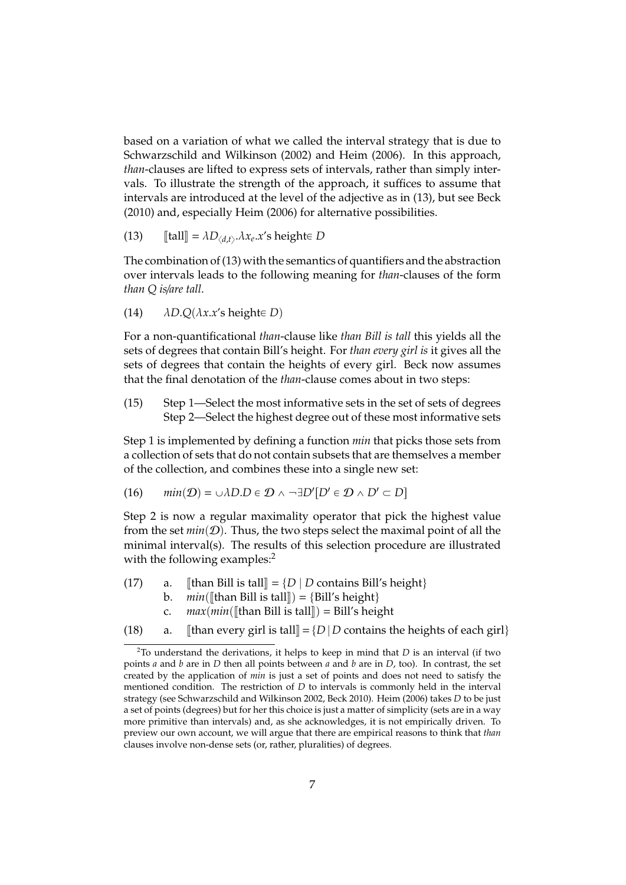based on a variation of what we called the interval strategy that is due to Schwarzschild and Wilkinson (2002) and Heim (2006). In this approach, *than*-clauses are lifted to express sets of intervals, rather than simply intervals. To illustrate the strength of the approach, it suffices to assume that intervals are introduced at the level of the adjective as in (13), but see Beck (2010) and, especially Heim (2006) for alternative possibilities.

(13) $[\![\text{tall}]\!] = \lambda D_{\langle d,t\rangle}.\lambda x_e.x\text{'s height} \in D$

The combination of (13) with the semantics of quantifiers and the abstraction over intervals leads to the following meaning for *than*-clauses of the form *than Q is/are tall*.

(14) $\lambda D.Q(\lambda x.x\text{'s height} \in D)$

For a non-quantificational *than*-clause like *than Bill is tall* this yields all the sets of degrees that contain Bill's height. For *than every girl is* it gives all the sets of degrees that contain the heights of every girl. Beck now assumes that the final denotation of the *than*-clause comes about in two steps:

(15) Step 1—Select the most informative sets in the set of sets of degrees
Step 2—Select the highest degree out of these most informative sets

Step 1 is implemented by defining a function *min* that picks those sets from a collection of sets that do not contain subsets that are themselves a member of the collection, and combines these into a single new set:

(16) $min(\mathcal{D}) = \cup\lambda D.D \in \mathcal{D} \wedge \neg\exists D'[D' \in \mathcal{D} \wedge D' \subset D]$

Step 2 is now a regular maximality operator that pick the highest value from the set $min(\mathcal{D})$. Thus, the two steps select the maximal point of all the minimal interval(s). The results of this selection procedure are illustrated with the following examples:[2]

(17) a. $[\![\text{than Bill is tall}]\!] = \{D \mid D \text{ contains Bill's height}\}$
b. $min([\![\text{than Bill is tall}]\!]) = \{\text{Bill's height}\}$
c. $max(min([\![\text{than Bill is tall}]\!]) = \text{Bill's height}$

(18) a. $[\![\text{than every girl is tall}]\!] = \{D \mid D \text{ contains the heights of each girl}\}$

[2]To understand the derivations, it helps to keep in mind that $D$ is an interval (if two points $a$ and $b$ are in $D$ then all points between $a$ and $b$ are in $D$, too). In contrast, the set created by the application of *min* is just a set of points and does not need to satisfy the mentioned condition. The restriction of $D$ to intervals is commonly held in the interval strategy (see Schwarzschild and Wilkinson 2002, Beck 2010). Heim (2006) takes $D$ to be just a set of points (degrees) but for her this choice is just a matter of simplicity (sets are in a way more primitive than intervals) and, as she acknowledges, it is not empirically driven. To preview our own account, we will argue that there are empirical reasons to think that *than* clauses involve non-dense sets (or, rather, pluralities) of degrees.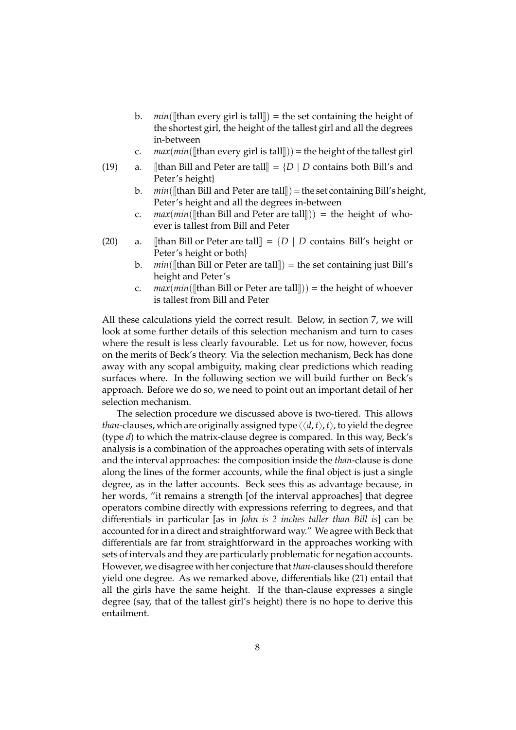b. $min$(⟦than every girl is tall⟧) = the set containing the height of the shortest girl, the height of the tallest girl and all the degrees in-between

c. $max$($min$(⟦than every girl is tall⟧)) = the height of the tallest girl

(19) a. ⟦than Bill and Peter are tall⟧ = $\{D \mid D$ contains both Bill's and Peter's height$\}$

b. $min$(⟦than Bill and Peter are tall⟧) = the set containing Bill's height, Peter's height and all the degrees in-between

c. $max$($min$(⟦than Bill and Peter are tall⟧)) = the height of whoever is tallest from Bill and Peter

(20) a. ⟦than Bill or Peter are tall⟧ = $\{D \mid D$ contains Bill's height or Peter's height or both$\}$

b. $min$(⟦than Bill or Peter are tall⟧) = the set containing just Bill's height and Peter's

c. $max$($min$(⟦than Bill or Peter are tall⟧)) = the height of whoever is tallest from Bill and Peter

All these calculations yield the correct result. Below, in section 7, we will look at some further details of this selection mechanism and turn to cases where the result is less clearly favourable. Let us for now, however, focus on the merits of Beck's theory. Via the selection mechanism, Beck has done away with any scopal ambiguity, making clear predictions which reading surfaces where. In the following section we will build further on Beck's approach. Before we do so, we need to point out an important detail of her selection mechanism.

The selection procedure we discussed above is two-tiered. This allows *than*-clauses, which are originally assigned type $\langle\langle d, t\rangle, t\rangle$, to yield the degree (type $d$) to which the matrix-clause degree is compared. In this way, Beck's analysis is a combination of the approaches operating with sets of intervals and the interval approaches: the composition inside the *than*-clause is done along the lines of the former accounts, while the final object is just a single degree, as in the latter accounts. Beck sees this as advantage because, in her words, "it remains a strength [of the interval approaches] that degree operators combine directly with expressions referring to degrees, and that differentials in particular [as in *John is 2 inches taller than Bill is*] can be accounted for in a direct and straightforward way." We agree with Beck that differentials are far from straightforward in the approaches working with sets of intervals and they are particularly problematic for negation accounts. However, we disagree with her conjecture that *than*-clauses should therefore yield one degree. As we remarked above, differentials like (21) entail that all the girls have the same height. If the than-clause expresses a single degree (say, that of the tallest girl's height) there is no hope to derive this entailment.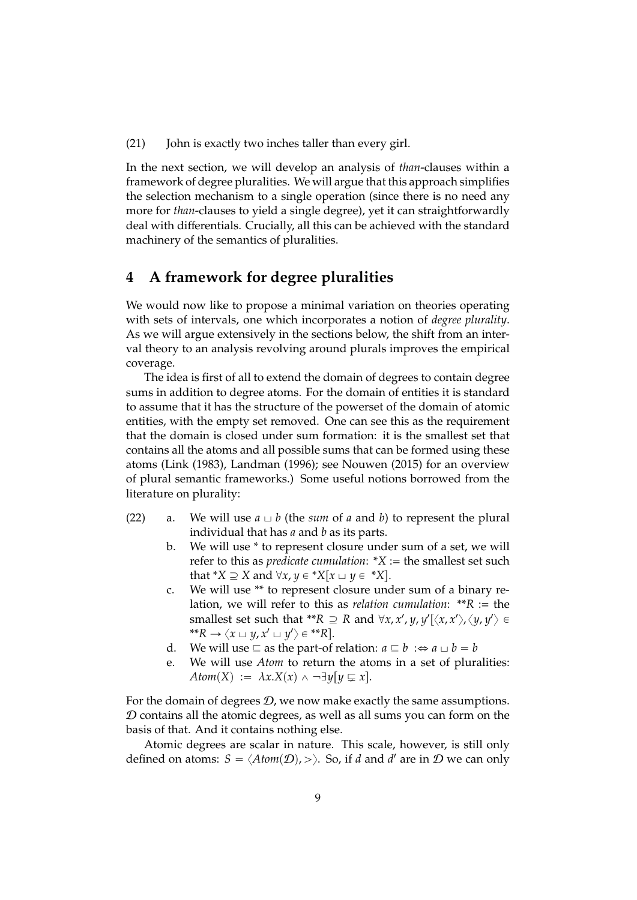(21) John is exactly two inches taller than every girl.

In the next section, we will develop an analysis of *than*-clauses within a framework of degree pluralities. We will argue that this approach simplifies the selection mechanism to a single operation (since there is no need any more for *than*-clauses to yield a single degree), yet it can straightforwardly deal with differentials. Crucially, all this can be achieved with the standard machinery of the semantics of pluralities.

## 4 A framework for degree pluralities

We would now like to propose a minimal variation on theories operating with sets of intervals, one which incorporates a notion of *degree plurality*. As we will argue extensively in the sections below, the shift from an interval theory to an analysis revolving around plurals improves the empirical coverage.

The idea is first of all to extend the domain of degrees to contain degree sums in addition to degree atoms. For the domain of entities it is standard to assume that it has the structure of the powerset of the domain of atomic entities, with the empty set removed. One can see this as the requirement that the domain is closed under sum formation: it is the smallest set that contains all the atoms and all possible sums that can be formed using these atoms (Link (1983), Landman (1996); see Nouwen (2015) for an overview of plural semantic frameworks.) Some useful notions borrowed from the literature on plurality:

(22)
a. We will use $a \sqcup b$ (the *sum* of $a$ and $b$) to represent the plural individual that has $a$ and $b$ as its parts.
b. We will use * to represent closure under sum of a set, we will refer to this as *predicate cumulation*: $*X$ := the smallest set such that $*X \supseteq X$ and $\forall x, y \in *X[x \sqcup y \in *X]$.
c. We will use ** to represent closure under sum of a binary relation, we will refer to this as *relation cumulation*: $**R$ := the smallest set such that $**R \supseteq R$ and $\forall x, x', y, y'[\langle x, x'\rangle, \langle y, y'\rangle \in **R \rightarrow \langle x \sqcup y, x' \sqcup y'\rangle \in **R]$.
d. We will use $\sqsubseteq$ as the part-of relation: $a \sqsubseteq b :\Leftrightarrow a \sqcup b = b$
e. We will use *Atom* to return the atoms in a set of pluralities: $Atom(X) := \lambda x.X(x) \wedge \neg\exists y[y \sqsubsetneq x]$.

For the domain of degrees $\mathcal{D}$, we now make exactly the same assumptions. $\mathcal{D}$ contains all the atomic degrees, as well as all sums you can form on the basis of that. And it contains nothing else.

Atomic degrees are scalar in nature. This scale, however, is still only defined on atoms: $S = \langle Atom(\mathcal{D}), > \rangle$. So, if $d$ and $d'$ are in $\mathcal{D}$ we can only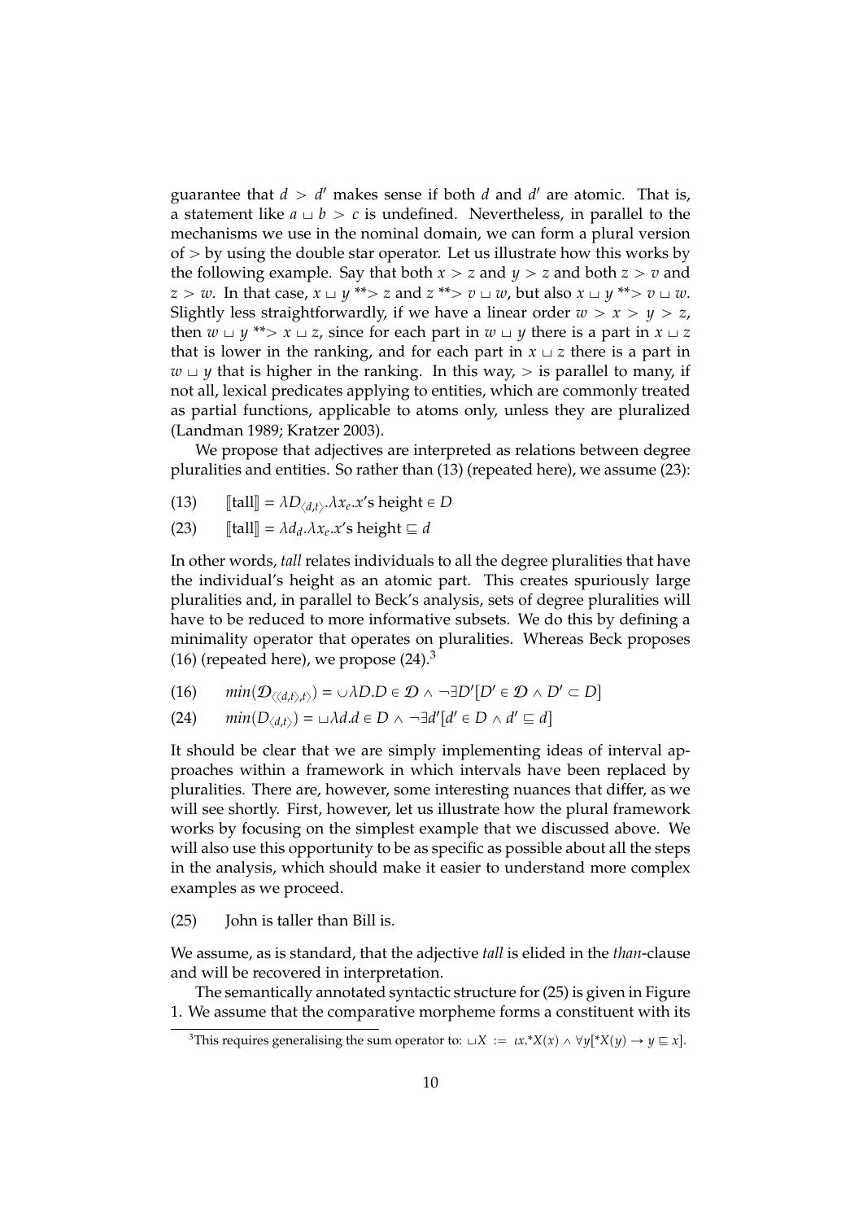guarantee that $d > d'$ makes sense if both $d$ and $d'$ are atomic. That is, a statement like $a \sqcup b > c$ is undefined. Nevertheless, in parallel to the mechanisms we use in the nominal domain, we can form a plural version of $>$ by using the double star operator. Let us illustrate how this works by the following example. Say that both $x > z$ and $y > z$ and both $z > v$ and $z > w$. In that case, $x \sqcup y$ $^{**}\!\!>$ $z$ and $z$ $^{**}\!\!>$ $v \sqcup w$, but also $x \sqcup y$ $^{**}\!\!>$ $v \sqcup w$. Slightly less straightforwardly, if we have a linear order $w > x > y > z$, then $w \sqcup y$ $^{**}\!\!>$ $x \sqcup z$, since for each part in $w \sqcup y$ there is a part in $x \sqcup z$ that is lower in the ranking, and for each part in $x \sqcup z$ there is a part in $w \sqcup y$ that is higher in the ranking. In this way, $>$ is parallel to many, if not all, lexical predicates applying to entities, which are commonly treated as partial functions, applicable to atoms only, unless they are pluralized (Landman 1989; Kratzer 2003).

We propose that adjectives are interpreted as relations between degree pluralities and entities. So rather than (13) (repeated here), we assume (23):

(13) $[\![\text{tall}]\!] = \lambda D_{\langle d,t \rangle}.\lambda x_e.x\text{'s height} \in D$

(23) $[\![\text{tall}]\!] = \lambda d_d.\lambda x_e.x\text{'s height} \sqsubseteq d$

In other words, *tall* relates individuals to all the degree pluralities that have the individual's height as an atomic part. This creates spuriously large pluralities and, in parallel to Beck's analysis, sets of degree pluralities will have to be reduced to more informative subsets. We do this by defining a minimality operator that operates on pluralities. Whereas Beck proposes (16) (repeated here), we propose (24).[3]

(16) $min(\mathcal{D}_{\langle\langle d,t \rangle,t \rangle}) = \cup \lambda D.D \in \mathcal{D} \wedge \neg\exists D'[D' \in \mathcal{D} \wedge D' \subset D]$

(24) $min(D_{\langle d,t \rangle}) = \sqcup \lambda d.d \in D \wedge \neg\exists d'[d' \in D \wedge d' \sqsubseteq d]$

It should be clear that we are simply implementing ideas of interval approaches within a framework in which intervals have been replaced by pluralities. There are, however, some interesting nuances that differ, as we will see shortly. First, however, let us illustrate how the plural framework works by focusing on the simplest example that we discussed above. We will also use this opportunity to be as specific as possible about all the steps in the analysis, which should make it easier to understand more complex examples as we proceed.

(25) John is taller than Bill is.

We assume, as is standard, that the adjective *tall* is elided in the *than*-clause and will be recovered in interpretation.

The semantically annotated syntactic structure for (25) is given in Figure 1. We assume that the comparative morpheme forms a constituent with its

---

[3] This requires generalising the sum operator to: $\sqcup X := \iota x.{}^*X(x) \wedge \forall y[{}^*X(y) \rightarrow y \sqsubseteq x]$.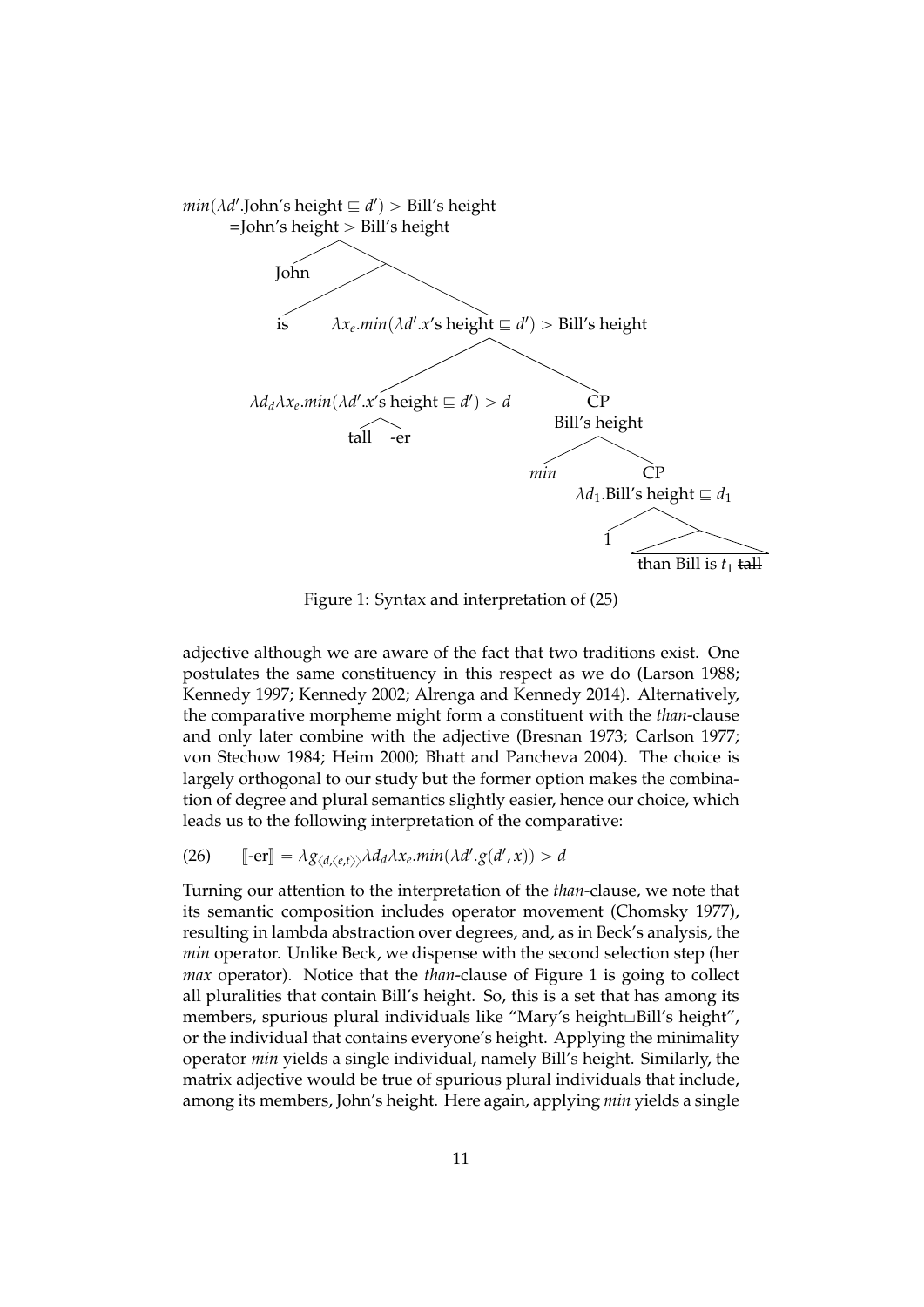$min(\lambda d'.\text{John's height} \sqsubseteq d') > \text{Bill's height}$
$= \text{John's height} > \text{Bill's height}$

John

is $\quad \lambda x_e.min(\lambda d'.x\text{'s height} \sqsubseteq d') > \text{Bill's height}$

$\lambda d_d \lambda x_e.min(\lambda d'.x\text{'s height} \sqsubseteq d') > d$ $\quad$ CP Bill's height

tall -er $\quad$ *min* $\quad$ CP $\lambda d_1.\text{Bill's height} \sqsubseteq d_1$

1 $\quad$ than Bill is $t_1$ ~~tall~~

Figure 1: Syntax and interpretation of (25)

adjective although we are aware of the fact that two traditions exist. One postulates the same constituency in this respect as we do (Larson 1988; Kennedy 1997; Kennedy 2002; Alrenga and Kennedy 2014). Alternatively, the comparative morpheme might form a constituent with the *than*-clause and only later combine with the adjective (Bresnan 1973; Carlson 1977; von Stechow 1984; Heim 2000; Bhatt and Pancheva 2004). The choice is largely orthogonal to our study but the former option makes the combination of degree and plural semantics slightly easier, hence our choice, which leads us to the following interpretation of the comparative:

(26) $\quad [\![\text{-er}]\!] = \lambda g_{\langle d,\langle e,t\rangle\rangle} \lambda d_d \lambda x_e.min(\lambda d'.g(d', x)) > d$

Turning our attention to the interpretation of the *than*-clause, we note that its semantic composition includes operator movement (Chomsky 1977), resulting in lambda abstraction over degrees, and, as in Beck's analysis, the *min* operator. Unlike Beck, we dispense with the second selection step (her *max* operator). Notice that the *than*-clause of Figure 1 is going to collect all pluralities that contain Bill's height. So, this is a set that has among its members, spurious plural individuals like "Mary's height$\sqcup$Bill's height", or the individual that contains everyone's height. Applying the minimality operator *min* yields a single individual, namely Bill's height. Similarly, the matrix adjective would be true of spurious plural individuals that include, among its members, John's height. Here again, applying *min* yields a single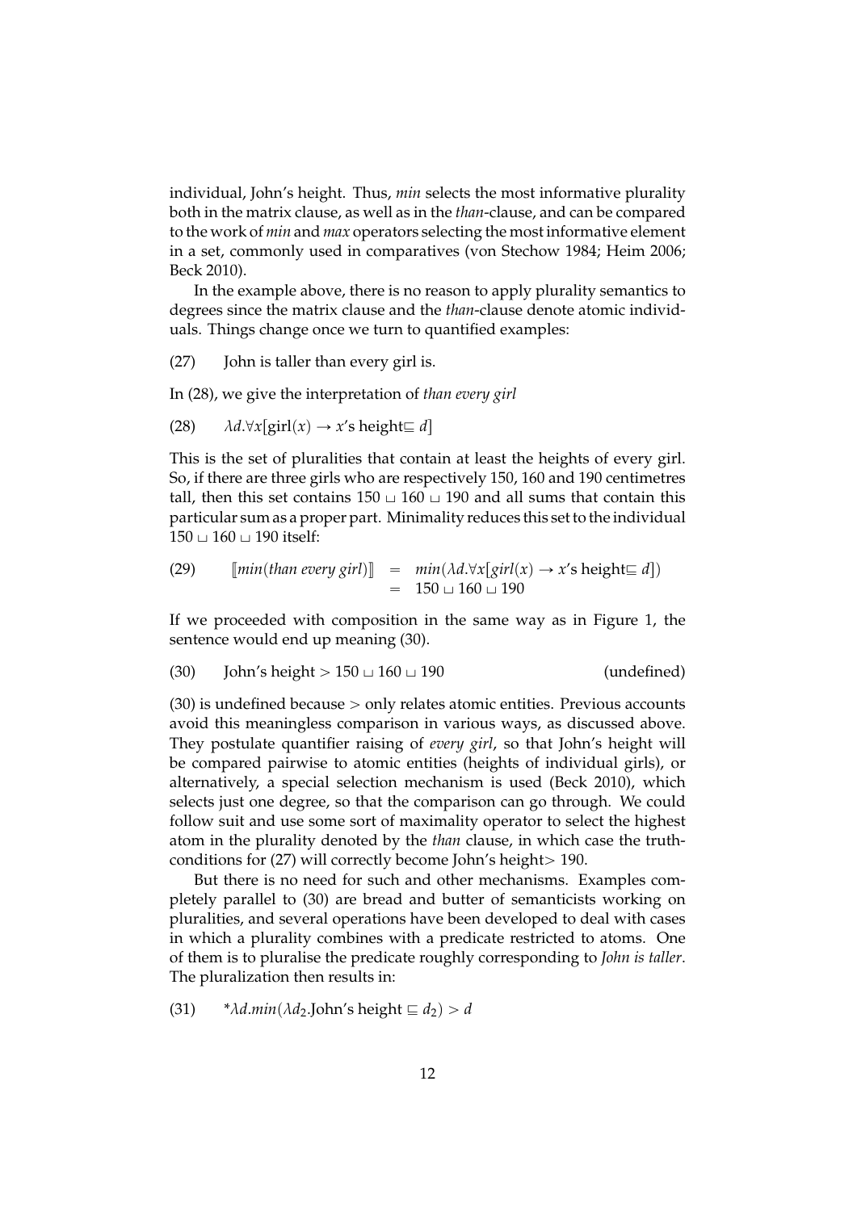individual, John's height. Thus, *min* selects the most informative plurality both in the matrix clause, as well as in the *than*-clause, and can be compared to the work of *min* and *max* operators selecting the most informative element in a set, commonly used in comparatives (von Stechow 1984; Heim 2006; Beck 2010).

In the example above, there is no reason to apply plurality semantics to degrees since the matrix clause and the *than*-clause denote atomic individuals. Things change once we turn to quantified examples:

(27) John is taller than every girl is.

In (28), we give the interpretation of *than every girl*

(28) $\lambda d.\forall x[\text{girl}(x) \rightarrow x\text{'s height} \sqsubseteq d]$

This is the set of pluralities that contain at least the heights of every girl. So, if there are three girls who are respectively 150, 160 and 190 centimetres tall, then this set contains $150 \sqcup 160 \sqcup 190$ and all sums that contain this particular sum as a proper part. Minimality reduces this set to the individual $150 \sqcup 160 \sqcup 190$ itself:

(29)
$$
\begin{aligned}
[\![min(than\ every\ girl)]\!] &= min(\lambda d.\forall x[girl(x) \rightarrow x\text{'s height} \sqsubseteq d]) \\
&= 150 \sqcup 160 \sqcup 190
\end{aligned}
$$

If we proceeded with composition in the same way as in Figure 1, the sentence would end up meaning (30).

(30) John's height $> 150 \sqcup 160 \sqcup 190$ (undefined)

(30) is undefined because $>$ only relates atomic entities. Previous accounts avoid this meaningless comparison in various ways, as discussed above. They postulate quantifier raising of *every girl*, so that John's height will be compared pairwise to atomic entities (heights of individual girls), or alternatively, a special selection mechanism is used (Beck 2010), which selects just one degree, so that the comparison can go through. We could follow suit and use some sort of maximality operator to select the highest atom in the plurality denoted by the *than* clause, in which case the truth-conditions for (27) will correctly become John's height$>$ 190.

But there is no need for such and other mechanisms. Examples completely parallel to (30) are bread and butter of semanticists working on pluralities, and several operations have been developed to deal with cases in which a plurality combines with a predicate restricted to atoms. One of them is to pluralise the predicate roughly corresponding to *John is taller*. The pluralization then results in:

(31) ${}^{*}\lambda d.min(\lambda d_2.\text{John's height} \sqsubseteq d_2) > d$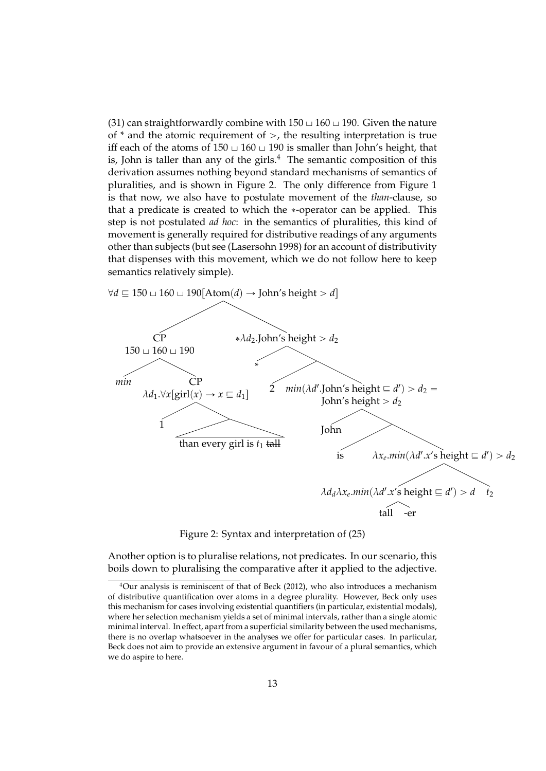(31) can straightforwardly combine with $150 \sqcup 160 \sqcup 190$. Given the nature of * and the atomic requirement of $>$, the resulting interpretation is true iff each of the atoms of $150 \sqcup 160 \sqcup 190$ is smaller than John's height, that is, John is taller than any of the girls.[4] The semantic composition of this derivation assumes nothing beyond standard mechanisms of semantics of pluralities, and is shown in Figure 2. The only difference from Figure 1 is that now, we also have to postulate movement of the *than*-clause, so that a predicate is created to which the $*$-operator can be applied. This step is not postulated *ad hoc*: in the semantics of pluralities, this kind of movement is generally required for distributive readings of any arguments other than subjects (but see (Lasersohn 1998) for an account of distributivity that dispenses with this movement, which we do not follow here to keep semantics relatively simple).

- $\forall d \sqsubseteq 150 \sqcup 160 \sqcup 190[\text{Atom}(d) \rightarrow \text{John's height} > d]$
  - CP: $150 \sqcup 160 \sqcup 190$
    - *min*
    - CP: $\lambda d_1.\forall x[\text{girl}(x) \rightarrow x \sqsubseteq d_1]$
      - 1
      - than every girl is $t_1$ ~~tall~~
  - $*\lambda d_2.\text{John's height} > d_2$
    - *
    - (node)
      - 2
      - $min(\lambda d'.\text{John's height} \sqsubseteq d') > d_2 =$ John's height $> d_2$
        - John
        - (node)
          - is
          - $\lambda x_e.min(\lambda d'.x\text{'s height} \sqsubseteq d') > d_2$
            - $\lambda d_d \lambda x_e.min(\lambda d'.x\text{'s height} \sqsubseteq d') > d$
              - tall
              - -er
            - $t_2$

Figure 2: Syntax and interpretation of (25)

Another option is to pluralise relations, not predicates. In our scenario, this boils down to pluralising the comparative after it applied to the adjective.

---

[4] Our analysis is reminiscent of that of Beck (2012), who also introduces a mechanism of distributive quantification over atoms in a degree plurality. However, Beck only uses this mechanism for cases involving existential quantifiers (in particular, existential modals), where her selection mechanism yields a set of minimal intervals, rather than a single atomic minimal interval. In effect, apart from a superficial similarity between the used mechanisms, there is no overlap whatsoever in the analyses we offer for particular cases. In particular, Beck does not aim to provide an extensive argument in favour of a plural semantics, which we do aspire to here.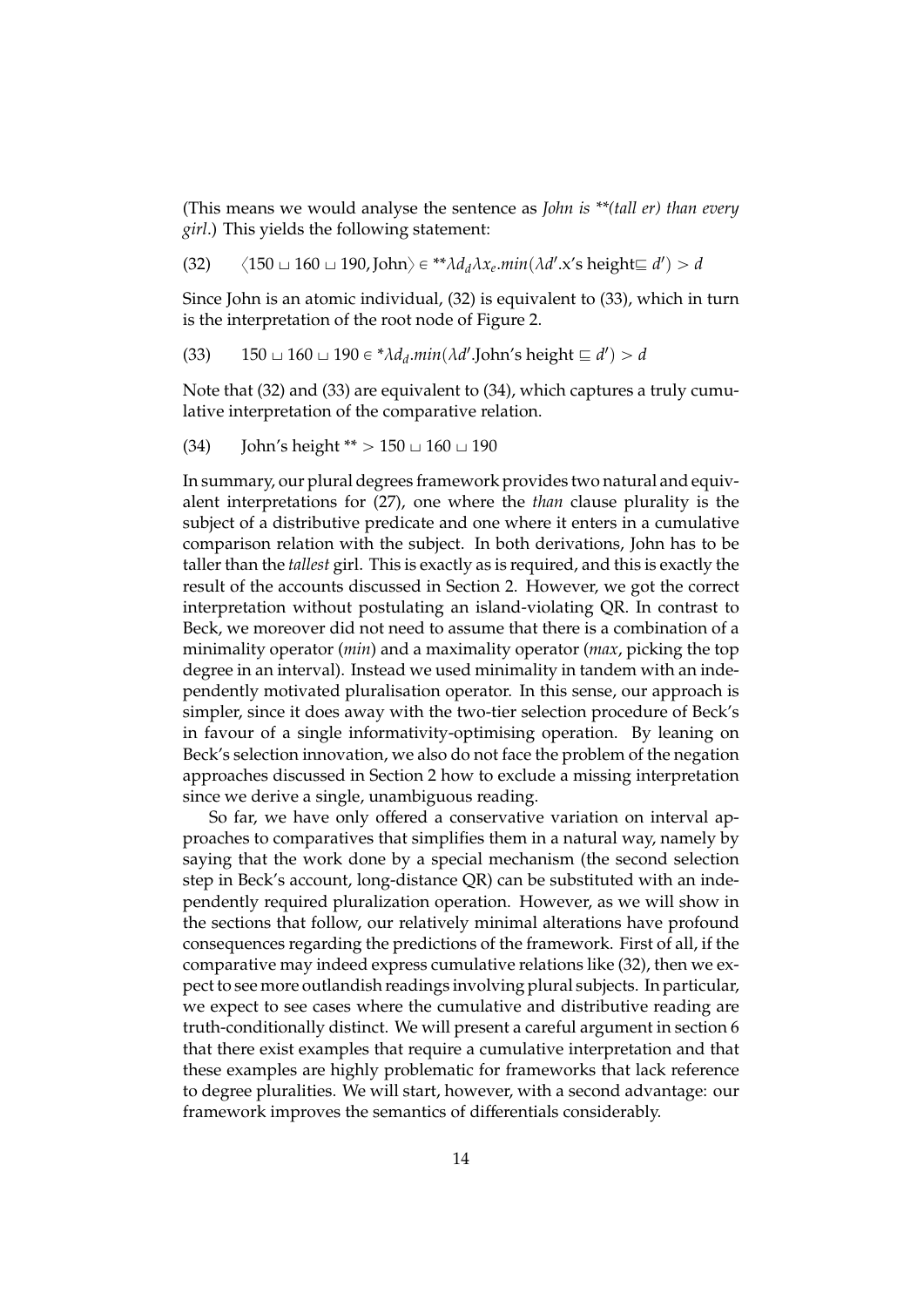(This means we would analyse the sentence as *John is **(tall er) than every girl*.) This yields the following statement:

(32) $\langle 150 \sqcup 160 \sqcup 190, \text{John}\rangle \in {}^{**}\lambda d_d \lambda x_e.min(\lambda d'.\text{x's height} \sqsubseteq d') > d$

Since John is an atomic individual, (32) is equivalent to (33), which in turn is the interpretation of the root node of Figure 2.

(33) $150 \sqcup 160 \sqcup 190 \in {}^{*}\lambda d_d.min(\lambda d'.\text{John's height} \sqsubseteq d') > d$

Note that (32) and (33) are equivalent to (34), which captures a truly cumulative interpretation of the comparative relation.

(34) John's height $^{**} > 150 \sqcup 160 \sqcup 190$

In summary, our plural degrees framework provides two natural and equivalent interpretations for (27), one where the *than* clause plurality is the subject of a distributive predicate and one where it enters in a cumulative comparison relation with the subject. In both derivations, John has to be taller than the *tallest* girl. This is exactly as is required, and this is exactly the result of the accounts discussed in Section 2. However, we got the correct interpretation without postulating an island-violating QR. In contrast to Beck, we moreover did not need to assume that there is a combination of a minimality operator (*min*) and a maximality operator (*max*, picking the top degree in an interval). Instead we used minimality in tandem with an independently motivated pluralisation operator. In this sense, our approach is simpler, since it does away with the two-tier selection procedure of Beck's in favour of a single informativity-optimising operation. By leaning on Beck's selection innovation, we also do not face the problem of the negation approaches discussed in Section 2 how to exclude a missing interpretation since we derive a single, unambiguous reading.

So far, we have only offered a conservative variation on interval approaches to comparatives that simplifies them in a natural way, namely by saying that the work done by a special mechanism (the second selection step in Beck's account, long-distance QR) can be substituted with an independently required pluralization operation. However, as we will show in the sections that follow, our relatively minimal alterations have profound consequences regarding the predictions of the framework. First of all, if the comparative may indeed express cumulative relations like (32), then we expect to see more outlandish readings involving plural subjects. In particular, we expect to see cases where the cumulative and distributive reading are truth-conditionally distinct. We will present a careful argument in section 6 that there exist examples that require a cumulative interpretation and that these examples are highly problematic for frameworks that lack reference to degree pluralities. We will start, however, with a second advantage: our framework improves the semantics of differentials considerably.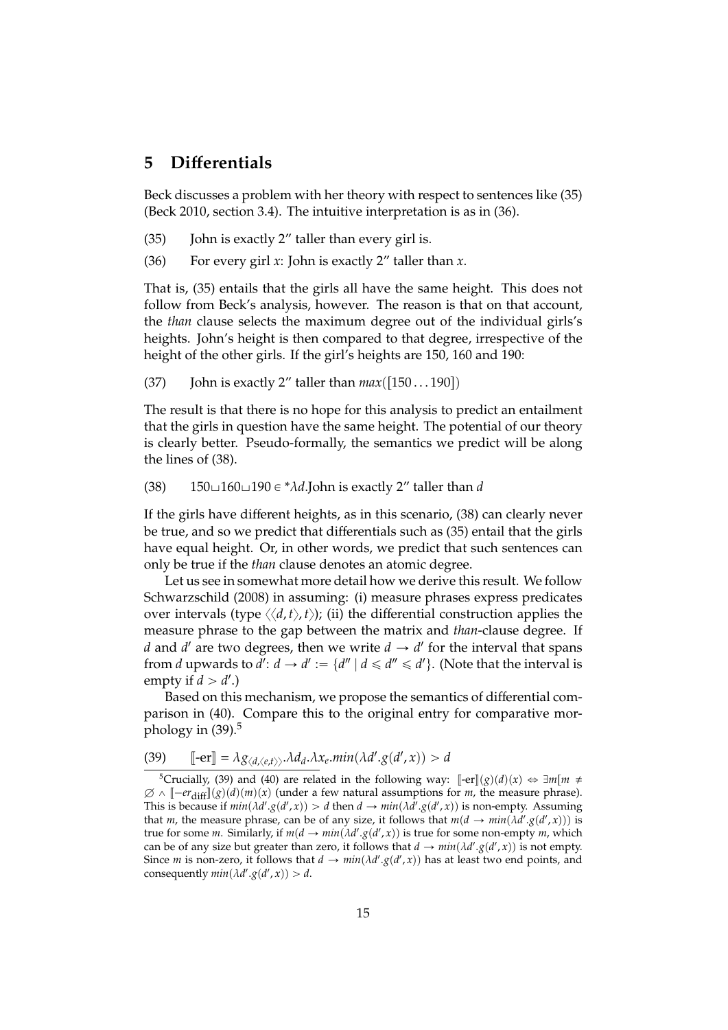## 5 Differentials

Beck discusses a problem with her theory with respect to sentences like (35) (Beck 2010, section 3.4). The intuitive interpretation is as in (36).

(35) John is exactly 2" taller than every girl is.

(36) For every girl $x$: John is exactly 2" taller than $x$.

That is, (35) entails that the girls all have the same height. This does not follow from Beck's analysis, however. The reason is that on that account, the *than* clause selects the maximum degree out of the individual girls's heights. John's height is then compared to that degree, irrespective of the height of the other girls. If the girl's heights are 150, 160 and 190:

(37) John is exactly 2" taller than $max([150 \ldots 190])$

The result is that there is no hope for this analysis to predict an entailment that the girls in question have the same height. The potential of our theory is clearly better. Pseudo-formally, the semantics we predict will be along the lines of (38).

(38) $150 \sqcup 160 \sqcup 190 \in {}^*\lambda d$.John is exactly 2" taller than $d$

If the girls have different heights, as in this scenario, (38) can clearly never be true, and so we predict that differentials such as (35) entail that the girls have equal height. Or, in other words, we predict that such sentences can only be true if the *than* clause denotes an atomic degree.

Let us see in somewhat more detail how we derive this result. We follow Schwarzschild (2008) in assuming: (i) measure phrases express predicates over intervals (type $\langle\langle d,t\rangle,t\rangle$); (ii) the differential construction applies the measure phrase to the gap between the matrix and *than*-clause degree. If $d$ and $d'$ are two degrees, then we write $d \to d'$ for the interval that spans from $d$ upwards to $d'$: $d \to d' := \{d'' \mid d \leqslant d'' \leqslant d'\}$. (Note that the interval is empty if $d > d'$.)

Based on this mechanism, we propose the semantics of differential comparison in (40). Compare this to the original entry for comparative morphology in (39).[5]

(39) $[\![\text{-er}]\!] = \lambda g_{\langle d,\langle e,t\rangle\rangle}.\lambda d_d.\lambda x_e.min(\lambda d'.g(d',x)) > d$

[5] Crucially, (39) and (40) are related in the following way: $[\![\text{-er}]\!](g)(d)(x) \Leftrightarrow \exists m[m \neq \varnothing \wedge [\![-er_{\text{diff}}]\!](g)(d)(m)(x)$ (under a few natural assumptions for $m$, the measure phrase). This is because if $min(\lambda d'.g(d',x)) > d$ then $d \to min(\lambda d'.g(d',x))$ is non-empty. Assuming that $m$, the measure phrase, can be of any size, it follows that $m(d \to min(\lambda d'.g(d',x)))$ is true for some $m$. Similarly, if $m(d \to min(\lambda d'.g(d',x))$ is true for some non-empty $m$, which can be of any size but greater than zero, it follows that $d \to min(\lambda d'.g(d',x))$ is not empty. Since $m$ is non-zero, it follows that $d \to min(\lambda d'.g(d',x))$ has at least two end points, and consequently $min(\lambda d'.g(d',x)) > d$.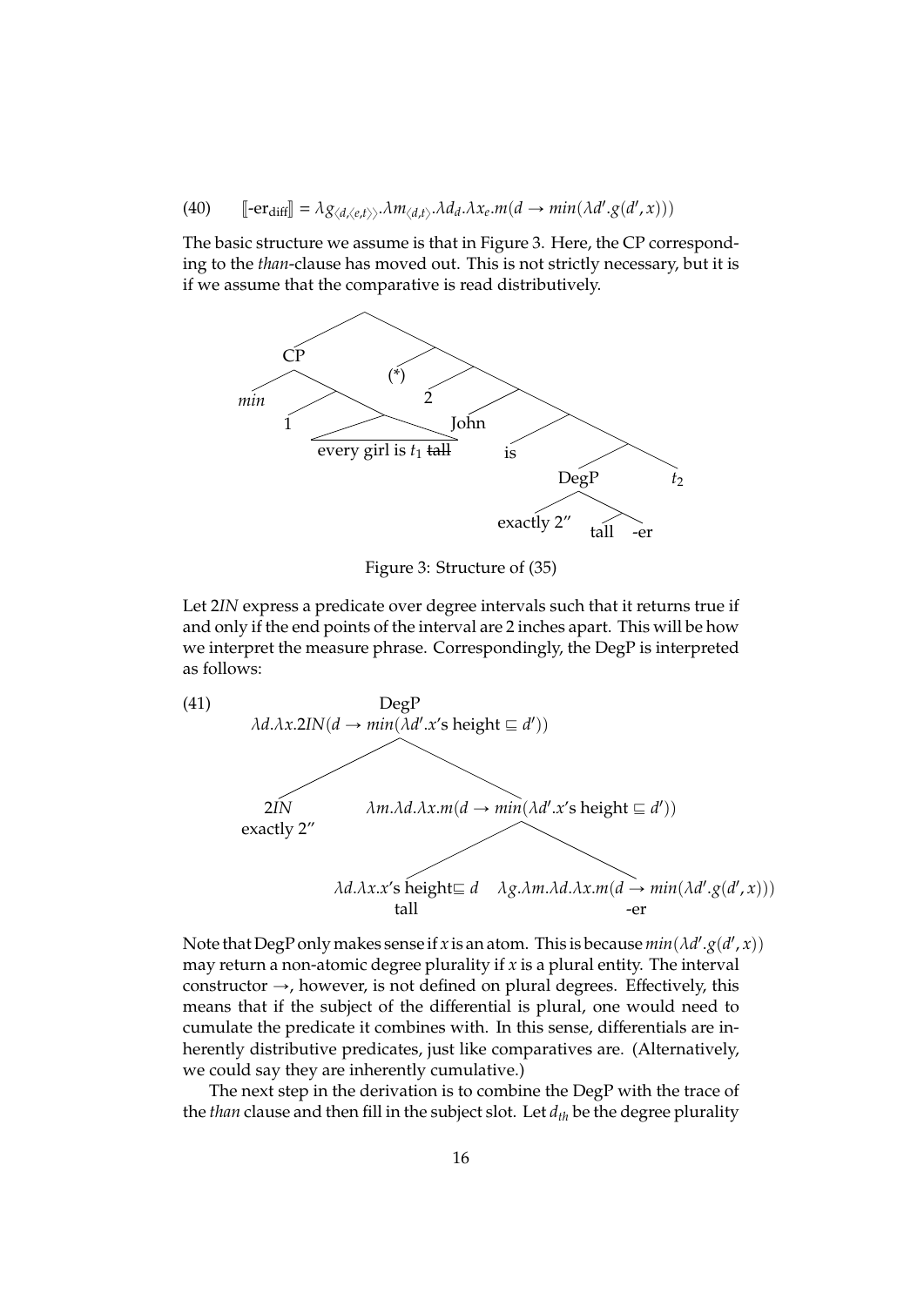(40) $[\![\text{-er}_{\text{diff}}]\!] = \lambda g_{\langle d,\langle e,t\rangle\rangle}.\lambda m_{\langle d,t\rangle}.\lambda d_d.\lambda x_e.m(d \rightarrow min(\lambda d'.g(d',x)))$

The basic structure we assume is that in Figure 3. Here, the CP corresponding to the *than*-clause has moved out. This is not strictly necessary, but it is if we assume that the comparative is read distributively.

```
[ [CP min [1 [every girl is t1 ~~tall~~]]] [(*) [2 [John [is [[DegP exactly 2'' [tall -er]] t2]]]]] ]
```

Figure 3: Structure of (35)

Let 2*IN* express a predicate over degree intervals such that it returns true if and only if the end points of the interval are 2 inches apart. This will be how we interpret the measure phrase. Correspondingly, the DegP is interpreted as follows:

(41)
- DegP: $\lambda d.\lambda x.2IN(d \rightarrow min(\lambda d'.x\text{'s height} \sqsubseteq d'))$
  - 2*IN* (exactly 2″)
  - $\lambda m.\lambda d.\lambda x.m(d \rightarrow min(\lambda d'.x\text{'s height} \sqsubseteq d'))$
    - $\lambda d.\lambda x.x\text{'s height} \sqsubseteq d$ (tall)
    - $\lambda g.\lambda m.\lambda d.\lambda x.m(d \rightarrow min(\lambda d'.g(d',x)))$ (-er)

Note that DegP only makes sense if $x$ is an atom. This is because $min(\lambda d'.g(d',x))$ may return a non-atomic degree plurality if $x$ is a plural entity. The interval constructor $\rightarrow$, however, is not defined on plural degrees. Effectively, this means that if the subject of the differential is plural, one would need to cumulate the predicate it combines with. In this sense, differentials are inherently distributive predicates, just like comparatives are. (Alternatively, we could say they are inherently cumulative.)

The next step in the derivation is to combine the DegP with the trace of the *than* clause and then fill in the subject slot. Let $d_{th}$ be the degree plurality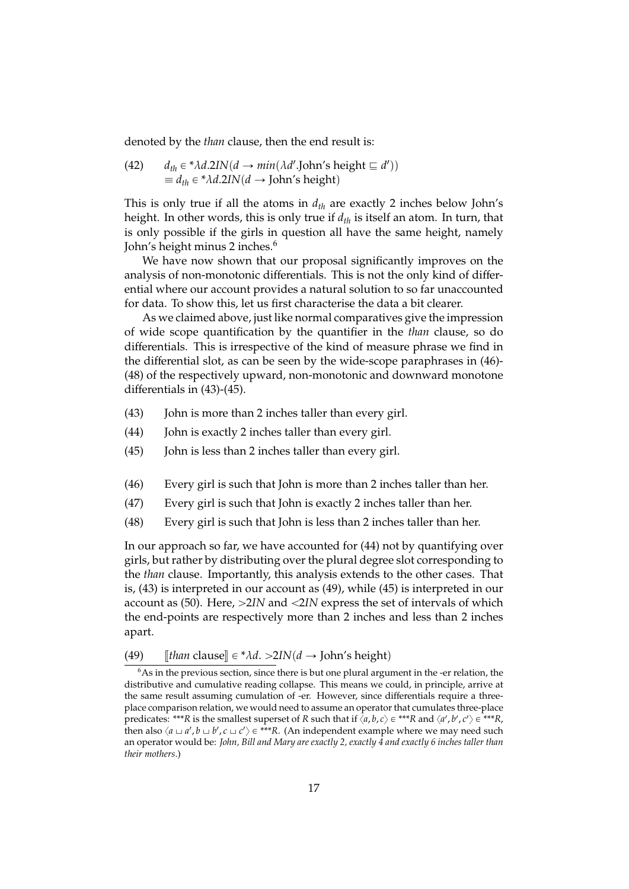denoted by the *than* clause, then the end result is:

(42) $d_{th} \in {}^*\lambda d.2IN(d \rightarrow min(\lambda d'.\text{John's height} \sqsubseteq d'))$
$\equiv d_{th} \in {}^*\lambda d.2IN(d \rightarrow \text{John's height})$

This is only true if all the atoms in $d_{th}$ are exactly 2 inches below John's height. In other words, this is only true if $d_{th}$ is itself an atom. In turn, that is only possible if the girls in question all have the same height, namely John's height minus 2 inches.[6]

We have now shown that our proposal significantly improves on the analysis of non-monotonic differentials. This is not the only kind of differential where our account provides a natural solution to so far unaccounted for data. To show this, let us first characterise the data a bit clearer.

As we claimed above, just like normal comparatives give the impression of wide scope quantification by the quantifier in the *than* clause, so do differentials. This is irrespective of the kind of measure phrase we find in the differential slot, as can be seen by the wide-scope paraphrases in (46)-(48) of the respectively upward, non-monotonic and downward monotone differentials in (43)-(45).

(43) John is more than 2 inches taller than every girl.

(44) John is exactly 2 inches taller than every girl.

(45) John is less than 2 inches taller than every girl.

(46) Every girl is such that John is more than 2 inches taller than her.

(47) Every girl is such that John is exactly 2 inches taller than her.

(48) Every girl is such that John is less than 2 inches taller than her.

In our approach so far, we have accounted for (44) not by quantifying over girls, but rather by distributing over the plural degree slot corresponding to the *than* clause. Importantly, this analysis extends to the other cases. That is, (43) is interpreted in our account as (49), while (45) is interpreted in our account as (50). Here, $>2IN$ and $<2IN$ express the set of intervals of which the end-points are respectively more than 2 inches and less than 2 inches apart.

(49) $[\![than \text{ clause}]\!] \in {}^*\lambda d. >2IN(d \rightarrow \text{John's height})$

---

[6] As in the previous section, since there is but one plural argument in the -er relation, the distributive and cumulative reading collapse. This means we could, in principle, arrive at the same result assuming cumulation of -er. However, since differentials require a three-place comparison relation, we would need to assume an operator that cumulates three-place predicates: $^{***}R$ is the smallest superset of $R$ such that if $\langle a, b, c\rangle \in {}^{***}R$ and $\langle a', b', c'\rangle \in {}^{***}R$, then also $\langle a \sqcup a', b \sqcup b', c \sqcup c'\rangle \in {}^{***}R$. (An independent example where we may need such an operator would be: *John, Bill and Mary are exactly 2, exactly 4 and exactly 6 inches taller than their mothers.*)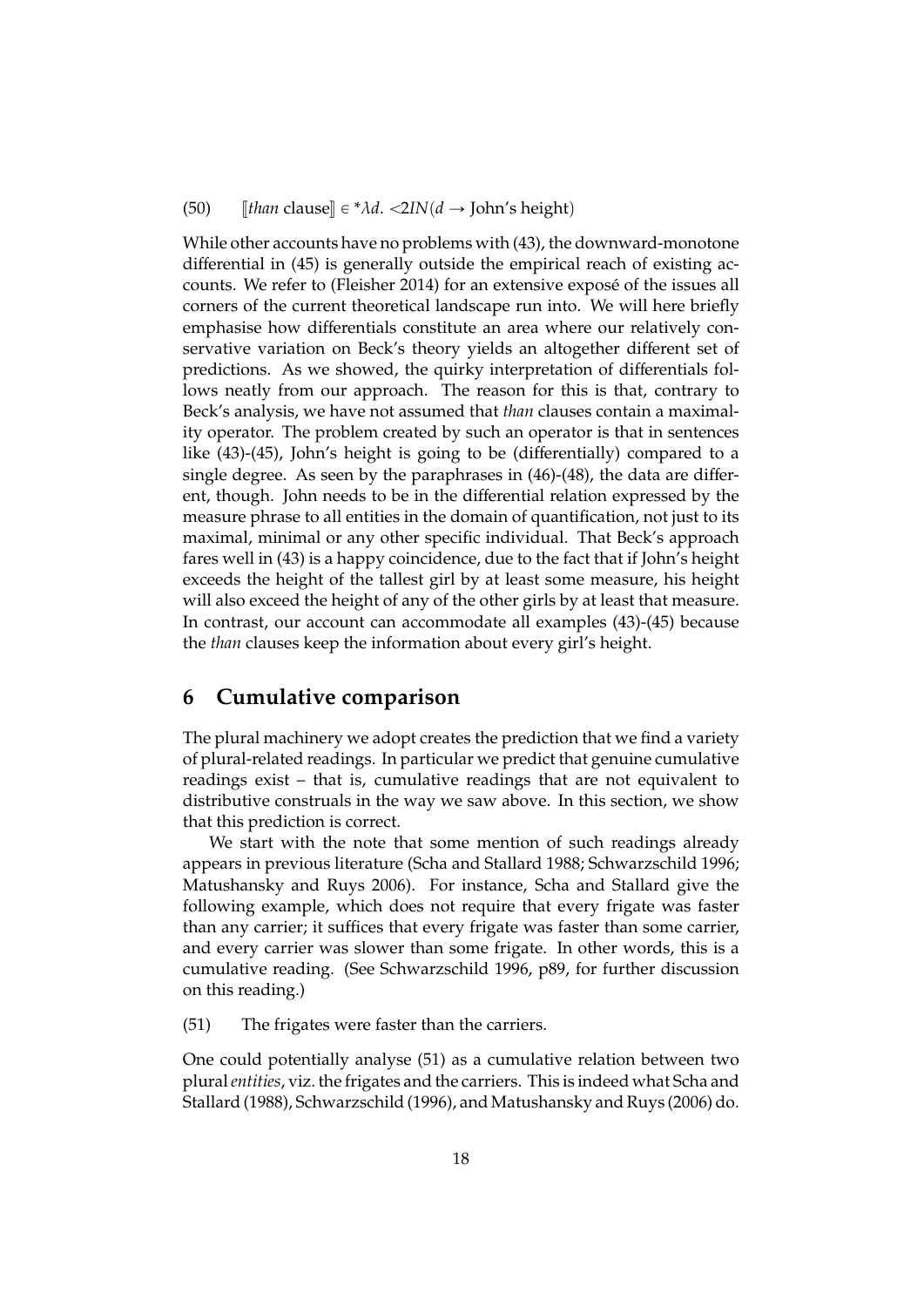(50) $[\![\textit{than}\text{ clause}]\!] \in {}^*\lambda d.\ {<}2IN(d \rightarrow \text{John's height})$

While other accounts have no problems with (43), the downward-monotone differential in (45) is generally outside the empirical reach of existing accounts. We refer to (Fleisher 2014) for an extensive exposé of the issues all corners of the current theoretical landscape run into. We will here briefly emphasise how differentials constitute an area where our relatively conservative variation on Beck's theory yields an altogether different set of predictions. As we showed, the quirky interpretation of differentials follows neatly from our approach. The reason for this is that, contrary to Beck's analysis, we have not assumed that *than* clauses contain a maximality operator. The problem created by such an operator is that in sentences like (43)-(45), John's height is going to be (differentially) compared to a single degree. As seen by the paraphrases in (46)-(48), the data are different, though. John needs to be in the differential relation expressed by the measure phrase to all entities in the domain of quantification, not just to its maximal, minimal or any other specific individual. That Beck's approach fares well in (43) is a happy coincidence, due to the fact that if John's height exceeds the height of the tallest girl by at least some measure, his height will also exceed the height of any of the other girls by at least that measure. In contrast, our account can accommodate all examples (43)-(45) because the *than* clauses keep the information about every girl's height.

## 6 Cumulative comparison

The plural machinery we adopt creates the prediction that we find a variety of plural-related readings. In particular we predict that genuine cumulative readings exist – that is, cumulative readings that are not equivalent to distributive construals in the way we saw above. In this section, we show that this prediction is correct.

We start with the note that some mention of such readings already appears in previous literature (Scha and Stallard 1988; Schwarzschild 1996; Matushansky and Ruys 2006). For instance, Scha and Stallard give the following example, which does not require that every frigate was faster than any carrier; it suffices that every frigate was faster than some carrier, and every carrier was slower than some frigate. In other words, this is a cumulative reading. (See Schwarzschild 1996, p89, for further discussion on this reading.)

(51) The frigates were faster than the carriers.

One could potentially analyse (51) as a cumulative relation between two plural *entities*, viz. the frigates and the carriers. This is indeed what Scha and Stallard (1988), Schwarzschild (1996), and Matushansky and Ruys (2006) do.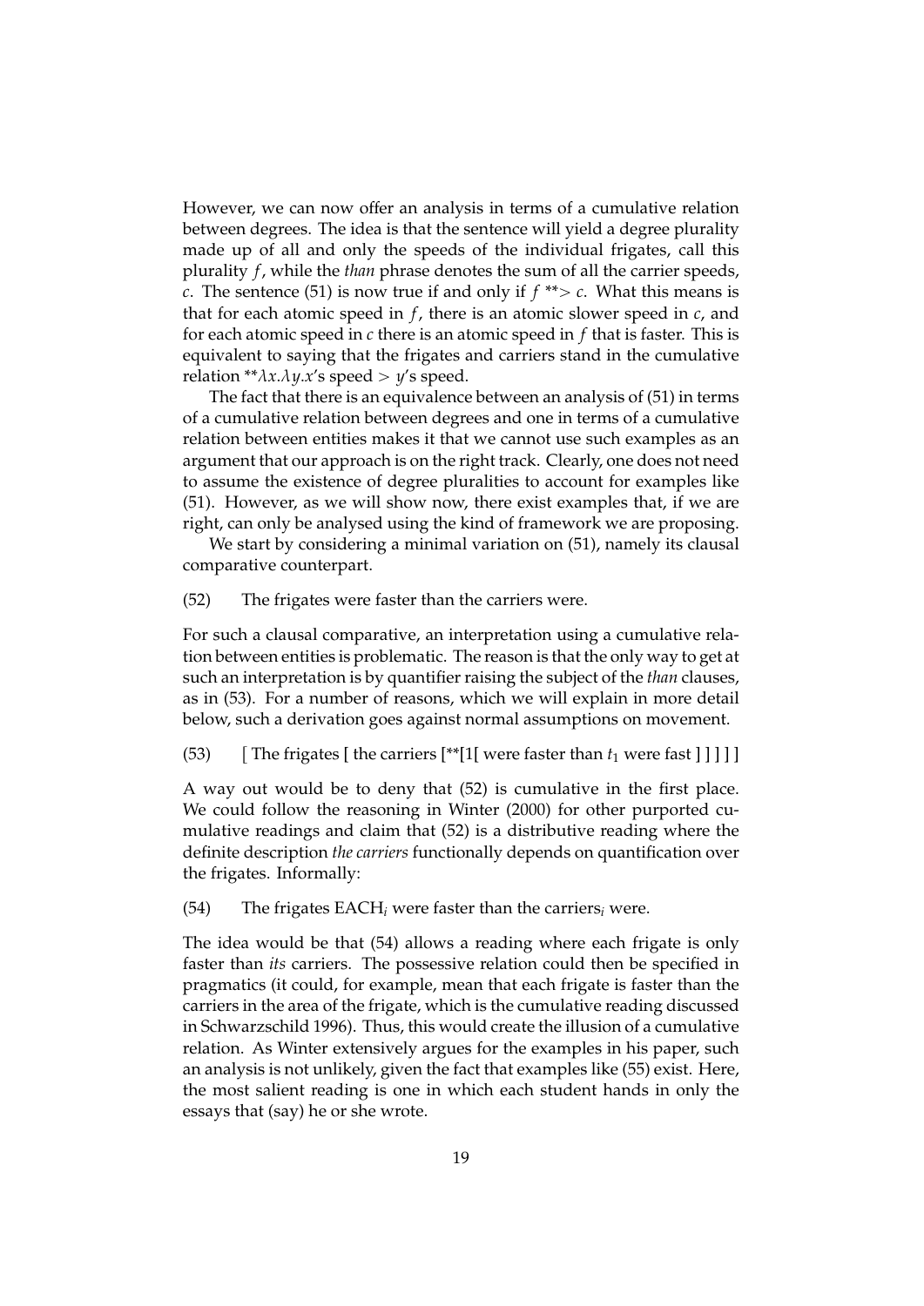However, we can now offer an analysis in terms of a cumulative relation between degrees. The idea is that the sentence will yield a degree plurality made up of all and only the speeds of the individual frigates, call this plurality $f$, while the *than* phrase denotes the sum of all the carrier speeds, $c$. The sentence (51) is now true if and only if $f$ $^{**}{>}$ $c$. What this means is that for each atomic speed in $f$, there is an atomic slower speed in $c$, and for each atomic speed in $c$ there is an atomic speed in $f$ that is faster. This is equivalent to saying that the frigates and carriers stand in the cumulative relation $^{**}\lambda x.\lambda y.x$'s speed $>$ $y$'s speed.

The fact that there is an equivalence between an analysis of (51) in terms of a cumulative relation between degrees and one in terms of a cumulative relation between entities makes it that we cannot use such examples as an argument that our approach is on the right track. Clearly, one does not need to assume the existence of degree pluralities to account for examples like (51). However, as we will show now, there exist examples that, if we are right, can only be analysed using the kind of framework we are proposing.

We start by considering a minimal variation on (51), namely its clausal comparative counterpart.

(52) The frigates were faster than the carriers were.

For such a clausal comparative, an interpretation using a cumulative relation between entities is problematic. The reason is that the only way to get at such an interpretation is by quantifier raising the subject of the *than* clauses, as in (53). For a number of reasons, which we will explain in more detail below, such a derivation goes against normal assumptions on movement.

(53) [ The frigates [ the carriers [$^{**}$[1[ were faster than $t_1$ were fast ] ] ] ] ]

A way out would be to deny that (52) is cumulative in the first place. We could follow the reasoning in Winter (2000) for other purported cumulative readings and claim that (52) is a distributive reading where the definite description *the carriers* functionally depends on quantification over the frigates. Informally:

(54) The frigates EACH$_i$ were faster than the carriers$_i$ were.

The idea would be that (54) allows a reading where each frigate is only faster than *its* carriers. The possessive relation could then be specified in pragmatics (it could, for example, mean that each frigate is faster than the carriers in the area of the frigate, which is the cumulative reading discussed in Schwarzschild 1996). Thus, this would create the illusion of a cumulative relation. As Winter extensively argues for the examples in his paper, such an analysis is not unlikely, given the fact that examples like (55) exist. Here, the most salient reading is one in which each student hands in only the essays that (say) he or she wrote.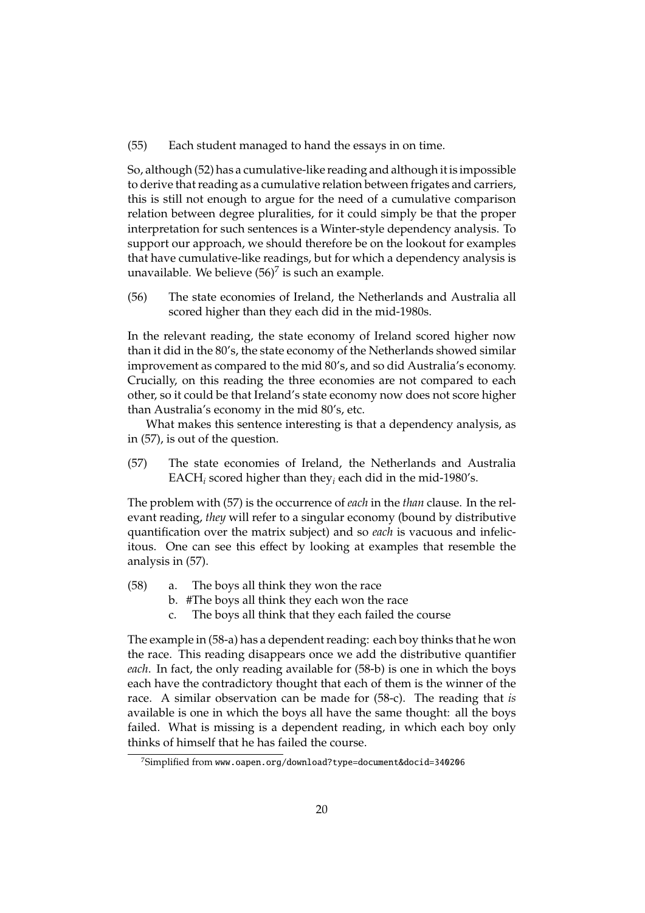(55) Each student managed to hand the essays in on time.

So, although (52) has a cumulative-like reading and although it is impossible to derive that reading as a cumulative relation between frigates and carriers, this is still not enough to argue for the need of a cumulative comparison relation between degree pluralities, for it could simply be that the proper interpretation for such sentences is a Winter-style dependency analysis. To support our approach, we should therefore be on the lookout for examples that have cumulative-like readings, but for which a dependency analysis is unavailable. We believe (56)[7] is such an example.

(56) The state economies of Ireland, the Netherlands and Australia all scored higher than they each did in the mid-1980s.

In the relevant reading, the state economy of Ireland scored higher now than it did in the 80's, the state economy of the Netherlands showed similar improvement as compared to the mid 80's, and so did Australia's economy. Crucially, on this reading the three economies are not compared to each other, so it could be that Ireland's state economy now does not score higher than Australia's economy in the mid 80's, etc.

What makes this sentence interesting is that a dependency analysis, as in (57), is out of the question.

(57) The state economies of Ireland, the Netherlands and Australia EACH$_i$ scored higher than they$_i$ each did in the mid-1980's.

The problem with (57) is the occurrence of *each* in the *than* clause. In the relevant reading, *they* will refer to a singular economy (bound by distributive quantification over the matrix subject) and so *each* is vacuous and infelicitous. One can see this effect by looking at examples that resemble the analysis in (57).

(58) a. The boys all think they won the race
  b. #The boys all think they each won the race
  c. The boys all think that they each failed the course

The example in (58-a) has a dependent reading: each boy thinks that he won the race. This reading disappears once we add the distributive quantifier *each*. In fact, the only reading available for (58-b) is one in which the boys each have the contradictory thought that each of them is the winner of the race. A similar observation can be made for (58-c). The reading that *is* available is one in which the boys all have the same thought: all the boys failed. What is missing is a dependent reading, in which each boy only thinks of himself that he has failed the course.

[7] Simplified from www.oapen.org/download?type=document&docid=340206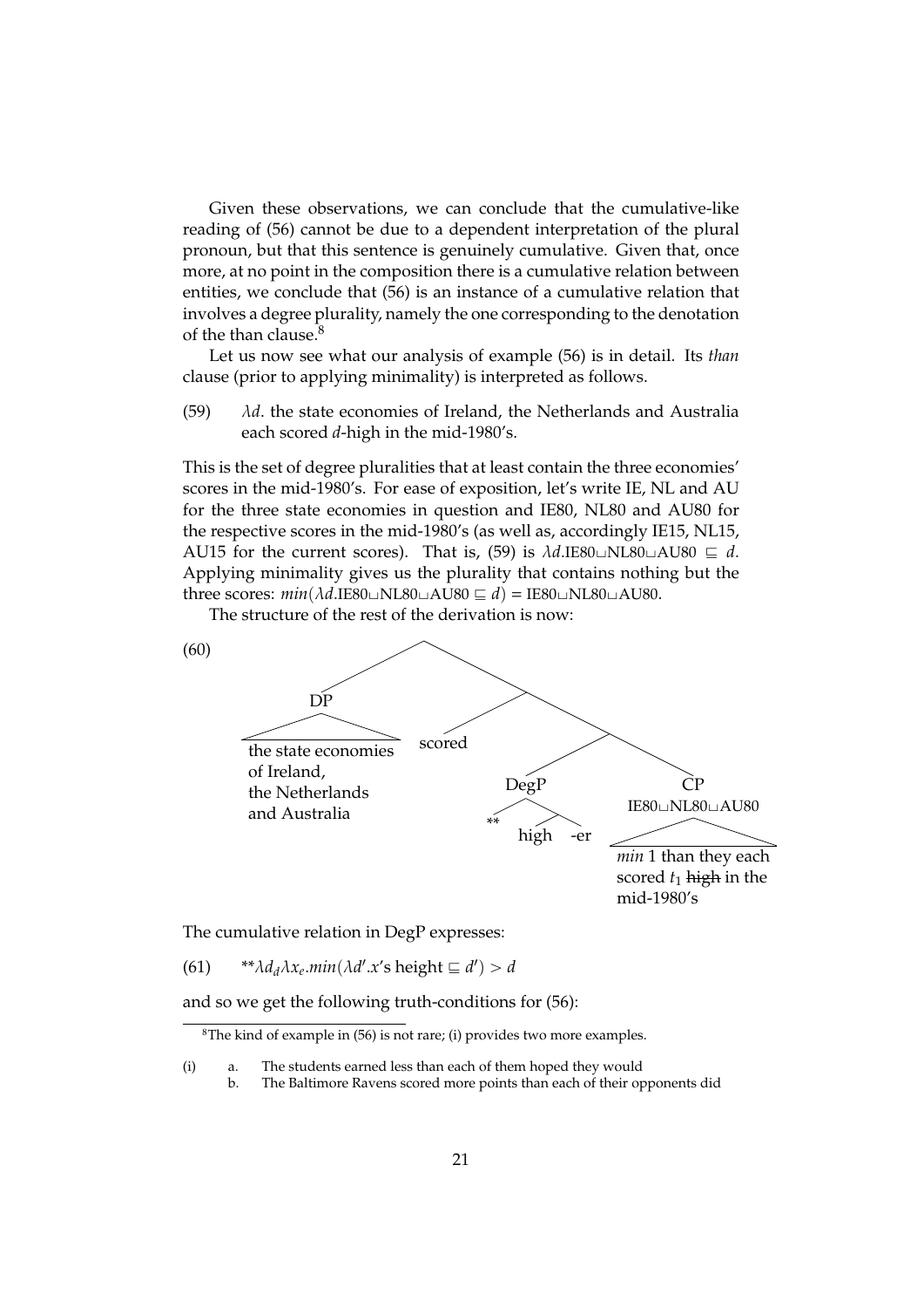Given these observations, we can conclude that the cumulative-like reading of (56) cannot be due to a dependent interpretation of the plural pronoun, but that this sentence is genuinely cumulative. Given that, once more, at no point in the composition there is a cumulative relation between entities, we conclude that (56) is an instance of a cumulative relation that involves a degree plurality, namely the one corresponding to the denotation of the than clause.[8]

Let us now see what our analysis of example (56) is in detail. Its *than* clause (prior to applying minimality) is interpreted as follows.

(59) $\lambda d$. the state economies of Ireland, the Netherlands and Australia each scored $d$-high in the mid-1980's.

This is the set of degree pluralities that at least contain the three economies' scores in the mid-1980's. For ease of exposition, let's write IE, NL and AU for the three state economies in question and IE80, NL80 and AU80 for the respective scores in the mid-1980's (as well as, accordingly IE15, NL15, AU15 for the current scores). That is, (59) is $\lambda d.\text{IE80}\sqcup\text{NL80}\sqcup\text{AU80} \sqsubseteq d$. Applying minimality gives us the plurality that contains nothing but the three scores: $min(\lambda d.\text{IE80}\sqcup\text{NL80}\sqcup\text{AU80} \sqsubseteq d) = \text{IE80}\sqcup\text{NL80}\sqcup\text{AU80}$.

The structure of the rest of the derivation is now:

(60) [ [DP the state economies of Ireland, the Netherlands and Australia] [ scored [ [DegP ** [ high -er ] ] [CP IE80⊔NL80⊔AU80 *min* 1 than they each scored $t_1$ ~~high~~ in the mid-1980's ] ] ] ]

The cumulative relation in DegP expresses:

(61) $^{**}\lambda d_d \lambda x_e.min(\lambda d'.x\text{'s height} \sqsubseteq d') > d$

and so we get the following truth-conditions for (56):

---

[8] The kind of example in (56) is not rare; (i) provides two more examples.

(i) a. The students earned less than each of them hoped they would
b. The Baltimore Ravens scored more points than each of their opponents did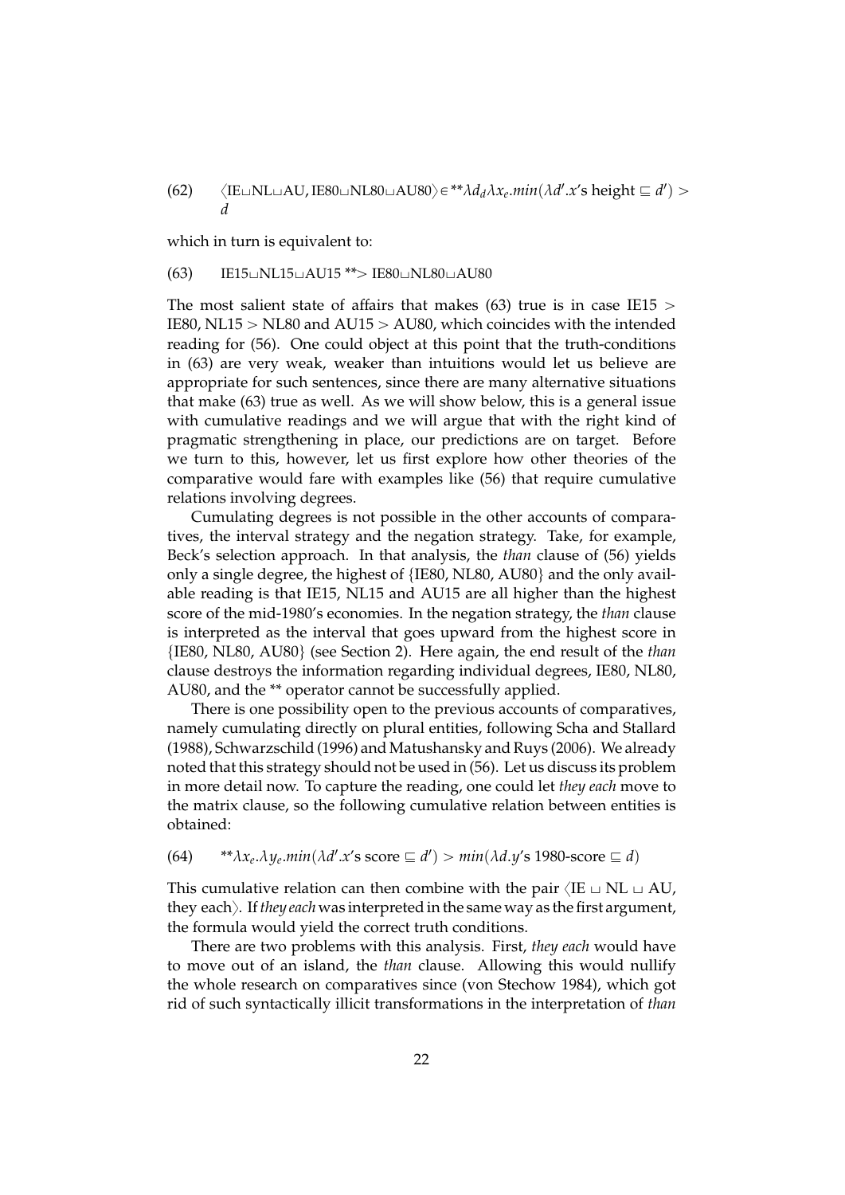(62) $\langle$IE$\sqcup$NL$\sqcup$AU, IE80$\sqcup$NL80$\sqcup$AU80$\rangle \in {}^{**}\lambda d_d \lambda x_e.min(\lambda d'.x\text{'s height} \sqsubseteq d') > d$

which in turn is equivalent to:

(63) IE15$\sqcup$NL15$\sqcup$AU15 $^{**}\!>$ IE80$\sqcup$NL80$\sqcup$AU80

The most salient state of affairs that makes (63) true is in case IE15 > IE80, NL15 > NL80 and AU15 > AU80, which coincides with the intended reading for (56). One could object at this point that the truth-conditions in (63) are very weak, weaker than intuitions would let us believe are appropriate for such sentences, since there are many alternative situations that make (63) true as well. As we will show below, this is a general issue with cumulative readings and we will argue that with the right kind of pragmatic strengthening in place, our predictions are on target. Before we turn to this, however, let us first explore how other theories of the comparative would fare with examples like (56) that require cumulative relations involving degrees.

Cumulating degrees is not possible in the other accounts of comparatives, the interval strategy and the negation strategy. Take, for example, Beck's selection approach. In that analysis, the *than* clause of (56) yields only a single degree, the highest of {IE80, NL80, AU80} and the only available reading is that IE15, NL15 and AU15 are all higher than the highest score of the mid-1980's economies. In the negation strategy, the *than* clause is interpreted as the interval that goes upward from the highest score in {IE80, NL80, AU80} (see Section 2). Here again, the end result of the *than* clause destroys the information regarding individual degrees, IE80, NL80, AU80, and the ** operator cannot be successfully applied.

There is one possibility open to the previous accounts of comparatives, namely cumulating directly on plural entities, following Scha and Stallard (1988), Schwarzschild (1996) and Matushansky and Ruys (2006). We already noted that this strategy should not be used in (56). Let us discuss its problem in more detail now. To capture the reading, one could let *they each* move to the matrix clause, so the following cumulative relation between entities is obtained:

(64) $^{**}\lambda x_e.\lambda y_e.min(\lambda d'.x\text{'s score} \sqsubseteq d') > min(\lambda d.y\text{'s 1980-score} \sqsubseteq d)$

This cumulative relation can then combine with the pair $\langle$IE $\sqcup$ NL $\sqcup$ AU, they each$\rangle$. If *they each* was interpreted in the same way as the first argument, the formula would yield the correct truth conditions.

There are two problems with this analysis. First, *they each* would have to move out of an island, the *than* clause. Allowing this would nullify the whole research on comparatives since (von Stechow 1984), which got rid of such syntactically illicit transformations in the interpretation of *than*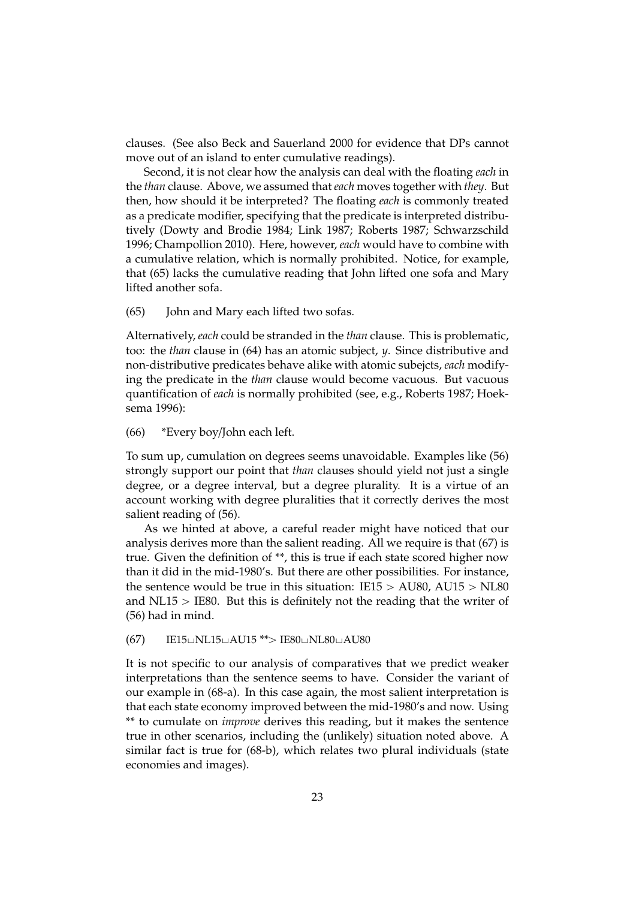clauses. (See also Beck and Sauerland 2000 for evidence that DPs cannot move out of an island to enter cumulative readings).

Second, it is not clear how the analysis can deal with the floating *each* in the *than* clause. Above, we assumed that *each* moves together with *they*. But then, how should it be interpreted? The floating *each* is commonly treated as a predicate modifier, specifying that the predicate is interpreted distributively (Dowty and Brodie 1984; Link 1987; Roberts 1987; Schwarzschild 1996; Champollion 2010). Here, however, *each* would have to combine with a cumulative relation, which is normally prohibited. Notice, for example, that (65) lacks the cumulative reading that John lifted one sofa and Mary lifted another sofa.

(65) John and Mary each lifted two sofas.

Alternatively, *each* could be stranded in the *than* clause. This is problematic, too: the *than* clause in (64) has an atomic subject, *y*. Since distributive and non-distributive predicates behave alike with atomic subejcts, *each* modifying the predicate in the *than* clause would become vacuous. But vacuous quantification of *each* is normally prohibited (see, e.g., Roberts 1987; Hoeksema 1996):

(66) *Every boy/John each left.

To sum up, cumulation on degrees seems unavoidable. Examples like (56) strongly support our point that *than* clauses should yield not just a single degree, or a degree interval, but a degree plurality. It is a virtue of an account working with degree pluralities that it correctly derives the most salient reading of (56).

As we hinted at above, a careful reader might have noticed that our analysis derives more than the salient reading. All we require is that (67) is true. Given the definition of **, this is true if each state scored higher now than it did in the mid-1980's. But there are other possibilities. For instance, the sentence would be true in this situation: IE15 > AU80, AU15 > NL80 and NL15 > IE80. But this is definitely not the reading that the writer of (56) had in mind.

(67) IE15⊔NL15⊔AU15 **> IE80⊔NL80⊔AU80

It is not specific to our analysis of comparatives that we predict weaker interpretations than the sentence seems to have. Consider the variant of our example in (68-a). In this case again, the most salient interpretation is that each state economy improved between the mid-1980's and now. Using ** to cumulate on *improve* derives this reading, but it makes the sentence true in other scenarios, including the (unlikely) situation noted above. A similar fact is true for (68-b), which relates two plural individuals (state economies and images).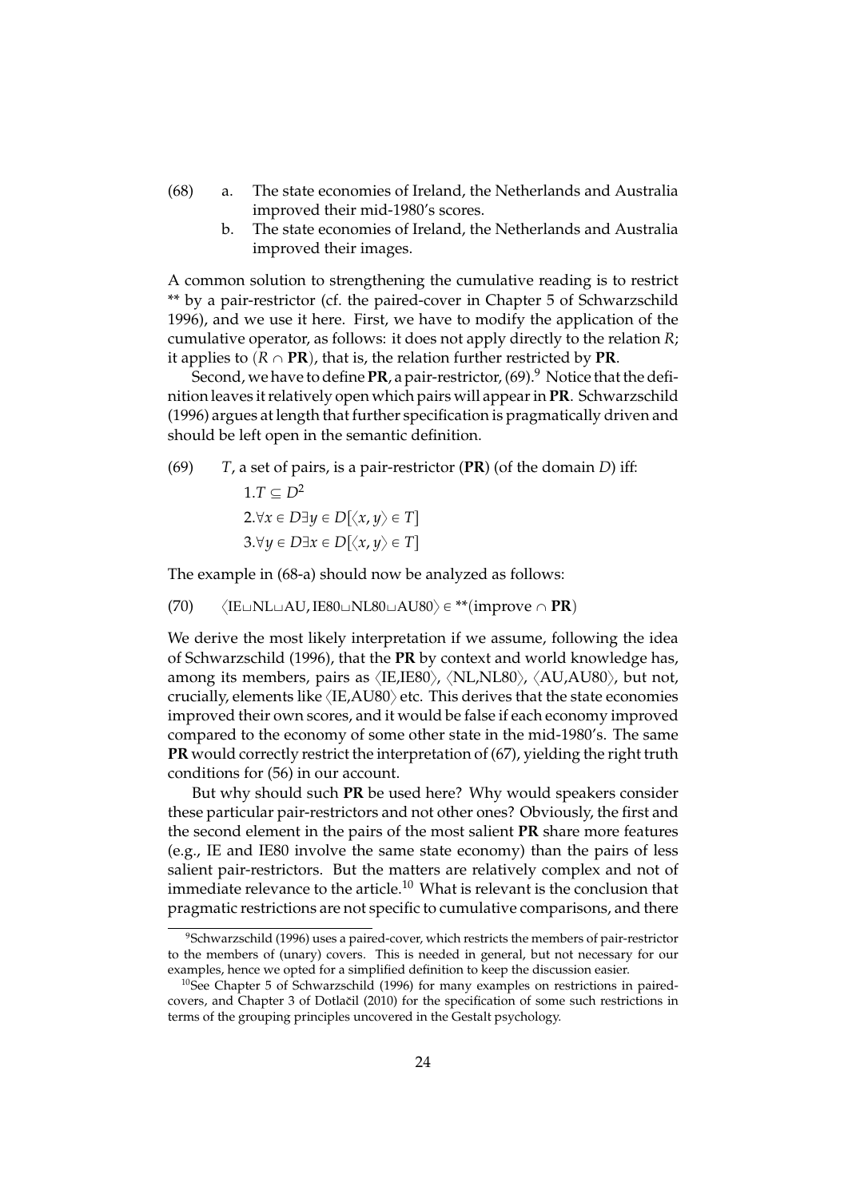(68) a. The state economies of Ireland, the Netherlands and Australia improved their mid-1980's scores.

b. The state economies of Ireland, the Netherlands and Australia improved their images.

A common solution to strengthening the cumulative reading is to restrict ** by a pair-restrictor (cf. the paired-cover in Chapter 5 of Schwarzschild 1996), and we use it here. First, we have to modify the application of the cumulative operator, as follows: it does not apply directly to the relation $R$; it applies to $(R \cap \mathbf{PR})$, that is, the relation further restricted by **PR**.

Second, we have to define **PR**, a pair-restrictor, (69).[9] Notice that the definition leaves it relatively open which pairs will appear in **PR**. Schwarzschild (1996) argues at length that further specification is pragmatically driven and should be left open in the semantic definition.

(69) $T$, a set of pairs, is a pair-restrictor (**PR**) (of the domain $D$) iff:

$1. T \subseteq D^2$

$2. \forall x \in D \exists y \in D[\langle x, y \rangle \in T]$

$3. \forall y \in D \exists x \in D[\langle x, y \rangle \in T]$

The example in (68-a) should now be analyzed as follows:

(70) $\langle \text{IE} \sqcup \text{NL} \sqcup \text{AU}, \text{IE80} \sqcup \text{NL80} \sqcup \text{AU80} \rangle \in {}^{**}(\text{improve} \cap \mathbf{PR})$

We derive the most likely interpretation if we assume, following the idea of Schwarzschild (1996), that the **PR** by context and world knowledge has, among its members, pairs as $\langle$IE,IE80$\rangle$, $\langle$NL,NL80$\rangle$, $\langle$AU,AU80$\rangle$, but not, crucially, elements like $\langle$IE,AU80$\rangle$ etc. This derives that the state economies improved their own scores, and it would be false if each economy improved compared to the economy of some other state in the mid-1980's. The same **PR** would correctly restrict the interpretation of (67), yielding the right truth conditions for (56) in our account.

But why should such **PR** be used here? Why would speakers consider these particular pair-restrictors and not other ones? Obviously, the first and the second element in the pairs of the most salient **PR** share more features (e.g., IE and IE80 involve the same state economy) than the pairs of less salient pair-restrictors. But the matters are relatively complex and not of immediate relevance to the article.[10] What is relevant is the conclusion that pragmatic restrictions are not specific to cumulative comparisons, and there

---

[9] Schwarzschild (1996) uses a paired-cover, which restricts the members of pair-restrictor to the members of (unary) covers. This is needed in general, but not necessary for our examples, hence we opted for a simplified definition to keep the discussion easier.

[10] See Chapter 5 of Schwarzschild (1996) for many examples on restrictions in paired-covers, and Chapter 3 of Dotlačil (2010) for the specification of some such restrictions in terms of the grouping principles uncovered in the Gestalt psychology.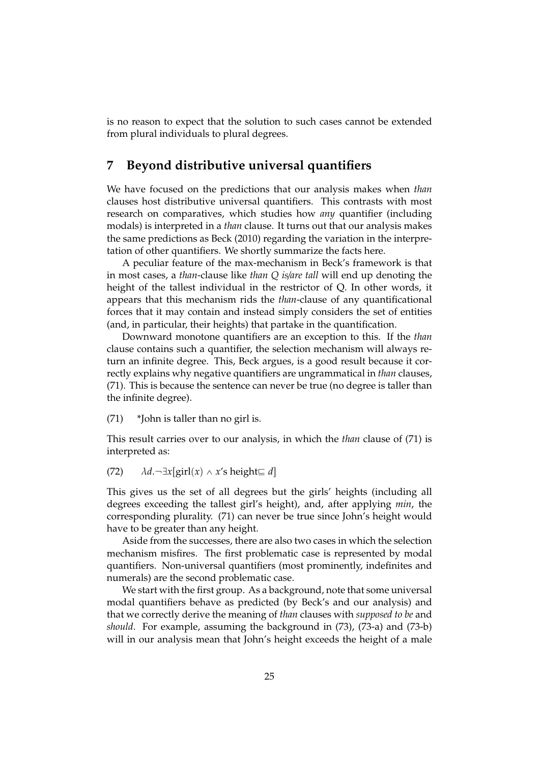is no reason to expect that the solution to such cases cannot be extended from plural individuals to plural degrees.

## 7 Beyond distributive universal quantifiers

We have focused on the predictions that our analysis makes when *than* clauses host distributive universal quantifiers. This contrasts with most research on comparatives, which studies how *any* quantifier (including modals) is interpreted in a *than* clause. It turns out that our analysis makes the same predictions as Beck (2010) regarding the variation in the interpretation of other quantifiers. We shortly summarize the facts here.

A peculiar feature of the max-mechanism in Beck's framework is that in most cases, a *than*-clause like *than Q is/are tall* will end up denoting the height of the tallest individual in the restrictor of Q. In other words, it appears that this mechanism rids the *than*-clause of any quantificational forces that it may contain and instead simply considers the set of entities (and, in particular, their heights) that partake in the quantification.

Downward monotone quantifiers are an exception to this. If the *than* clause contains such a quantifier, the selection mechanism will always return an infinite degree. This, Beck argues, is a good result because it correctly explains why negative quantifiers are ungrammatical in *than* clauses, (71). This is because the sentence can never be true (no degree is taller than the infinite degree).

(71) *John is taller than no girl is.

This result carries over to our analysis, in which the *than* clause of (71) is interpreted as:

(72) $\lambda d. \neg \exists x[\text{girl}(x) \wedge x\text{'s height} \sqsubseteq d]$

This gives us the set of all degrees but the girls' heights (including all degrees exceeding the tallest girl's height), and, after applying *min*, the corresponding plurality. (71) can never be true since John's height would have to be greater than any height.

Aside from the successes, there are also two cases in which the selection mechanism misfires. The first problematic case is represented by modal quantifiers. Non-universal quantifiers (most prominently, indefinites and numerals) are the second problematic case.

We start with the first group. As a background, note that some universal modal quantifiers behave as predicted (by Beck's and our analysis) and that we correctly derive the meaning of *than* clauses with *supposed to be* and *should*. For example, assuming the background in (73), (73-a) and (73-b) will in our analysis mean that John's height exceeds the height of a male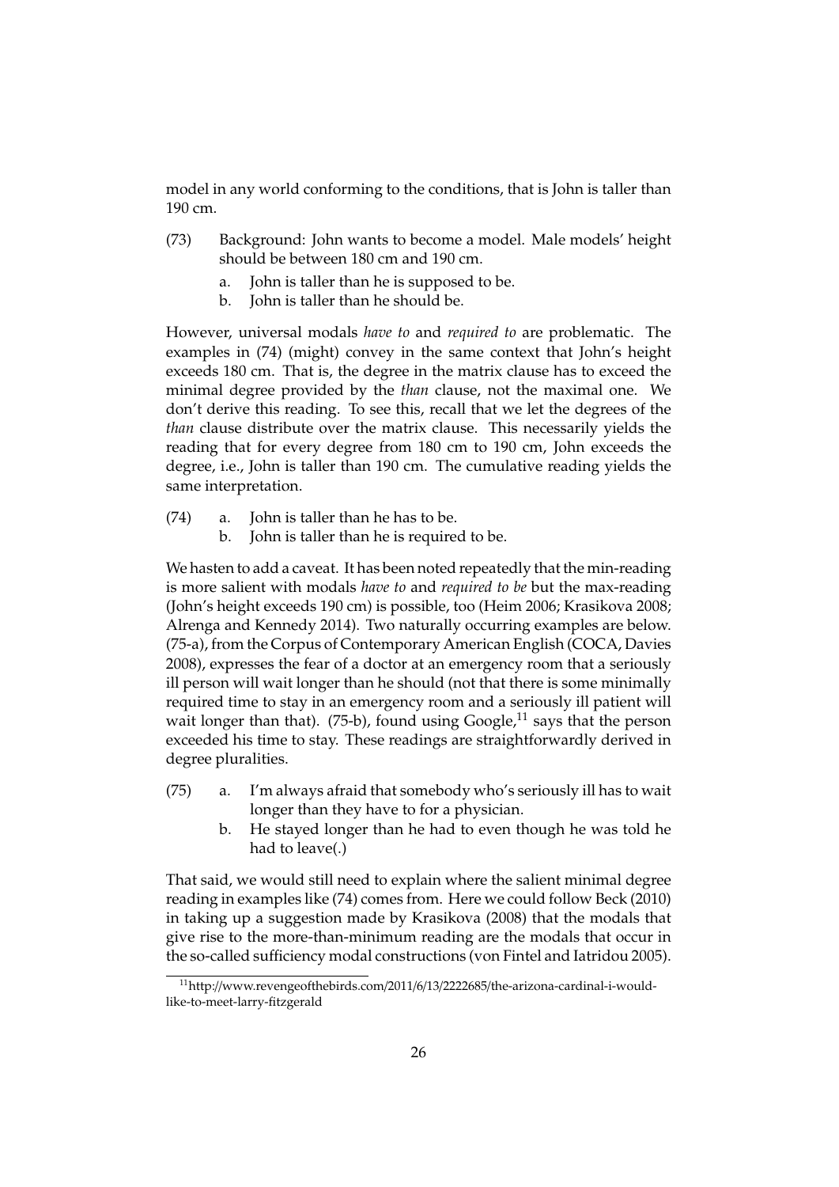model in any world conforming to the conditions, that is John is taller than 190 cm.

(73) Background: John wants to become a model. Male models' height should be between 180 cm and 190 cm.

  a. John is taller than he is supposed to be.
  b. John is taller than he should be.

However, universal modals *have to* and *required to* are problematic. The examples in (74) (might) convey in the same context that John's height exceeds 180 cm. That is, the degree in the matrix clause has to exceed the minimal degree provided by the *than* clause, not the maximal one. We don't derive this reading. To see this, recall that we let the degrees of the *than* clause distribute over the matrix clause. This necessarily yields the reading that for every degree from 180 cm to 190 cm, John exceeds the degree, i.e., John is taller than 190 cm. The cumulative reading yields the same interpretation.

(74) a. John is taller than he has to be.
  b. John is taller than he is required to be.

We hasten to add a caveat. It has been noted repeatedly that the min-reading is more salient with modals *have to* and *required to be* but the max-reading (John's height exceeds 190 cm) is possible, too (Heim 2006; Krasikova 2008; Alrenga and Kennedy 2014). Two naturally occurring examples are below. (75-a), from the Corpus of Contemporary American English (COCA, Davies 2008), expresses the fear of a doctor at an emergency room that a seriously ill person will wait longer than he should (not that there is some minimally required time to stay in an emergency room and a seriously ill patient will wait longer than that). (75-b), found using Google,[11] says that the person exceeded his time to stay. These readings are straightforwardly derived in degree pluralities.

(75) a. I'm always afraid that somebody who's seriously ill has to wait longer than they have to for a physician.
  b. He stayed longer than he had to even though he was told he had to leave(.)

That said, we would still need to explain where the salient minimal degree reading in examples like (74) comes from. Here we could follow Beck (2010) in taking up a suggestion made by Krasikova (2008) that the modals that give rise to the more-than-minimum reading are the modals that occur in the so-called sufficiency modal constructions (von Fintel and Iatridou 2005).

[11] http://www.revengeofthebirds.com/2011/6/13/2222685/the-arizona-cardinal-i-would-like-to-meet-larry-fitzgerald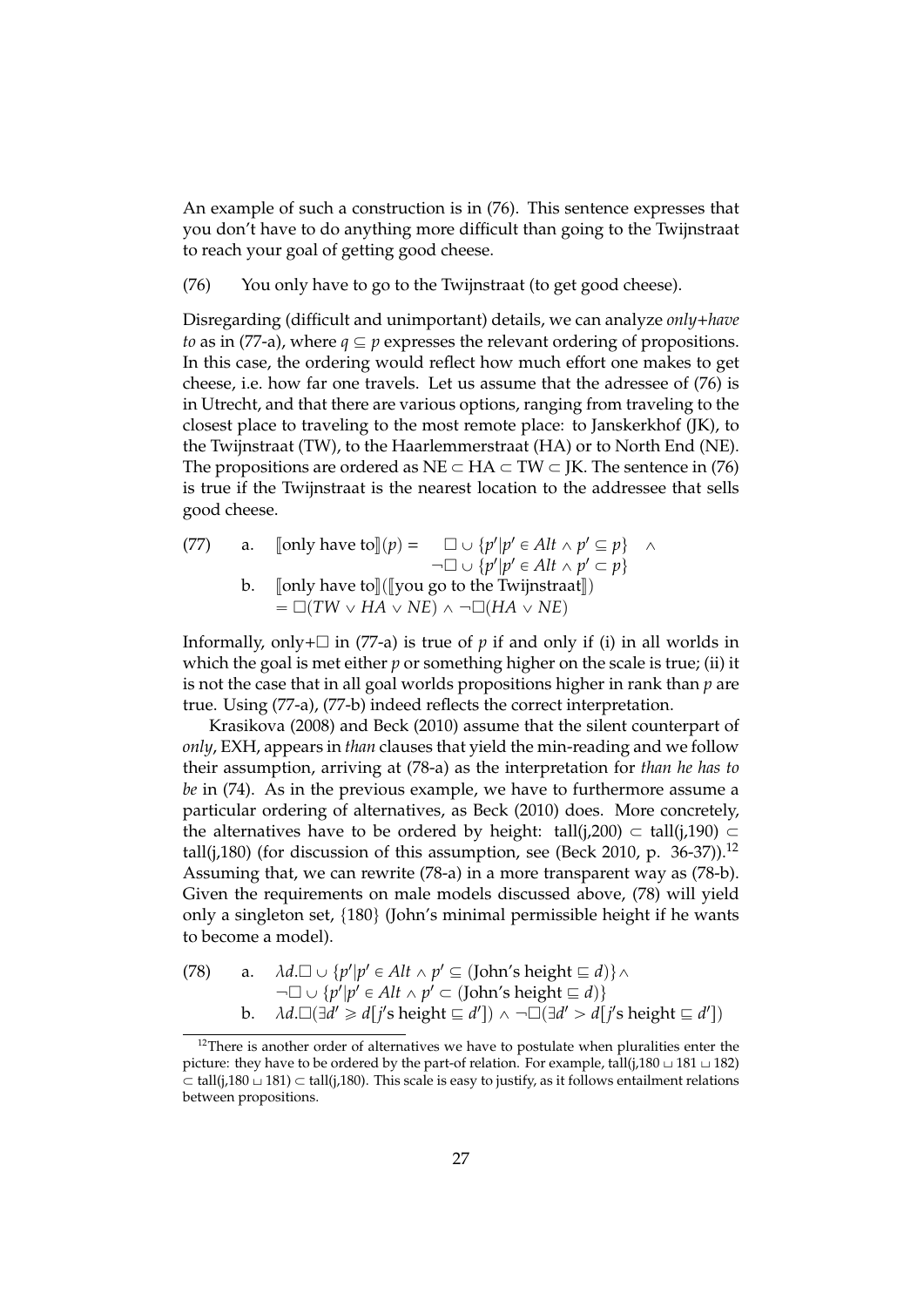An example of such a construction is in (76). This sentence expresses that you don't have to do anything more difficult than going to the Twijnstraat to reach your goal of getting good cheese.

(76) You only have to go to the Twijnstraat (to get good cheese).

Disregarding (difficult and unimportant) details, we can analyze *only+have to* as in (77-a), where $q \subseteq p$ expresses the relevant ordering of propositions. In this case, the ordering would reflect how much effort one makes to get cheese, i.e. how far one travels. Let us assume that the adressee of (76) is in Utrecht, and that there are various options, ranging from traveling to the closest place to traveling to the most remote place: to Janskerkhof (JK), to the Twijnstraat (TW), to the Haarlemmerstraat (HA) or to North End (NE). The propositions are ordered as $NE \subset HA \subset TW \subset JK$. The sentence in (76) is true if the Twijnstraat is the nearest location to the addressee that sells good cheese.

(77) a. $[\![\text{only have to}]\!](p) = \Box \cup \{p' | p' \in Alt \wedge p' \subseteq p\} \wedge \neg\Box \cup \{p' | p' \in Alt \wedge p' \subset p\}$

b. $[\![\text{only have to}]\!]([\![\text{you go to the Twijnstraat}]\!]) = \Box(TW \vee HA \vee NE) \wedge \neg\Box(HA \vee NE)$

Informally, only+$\Box$ in (77-a) is true of $p$ if and only if (i) in all worlds in which the goal is met either $p$ or something higher on the scale is true; (ii) it is not the case that in all goal worlds propositions higher in rank than $p$ are true. Using (77-a), (77-b) indeed reflects the correct interpretation.

Krasikova (2008) and Beck (2010) assume that the silent counterpart of *only*, EXH, appears in *than* clauses that yield the min-reading and we follow their assumption, arriving at (78-a) as the interpretation for *than he has to be* in (74). As in the previous example, we have to furthermore assume a particular ordering of alternatives, as Beck (2010) does. More concretely, the alternatives have to be ordered by height: tall(j,200) $\subset$ tall(j,190) $\subset$ tall(j,180) (for discussion of this assumption, see (Beck 2010, p. 36-37)).[12] Assuming that, we can rewrite (78-a) in a more transparent way as (78-b). Given the requirements on male models discussed above, (78) will yield only a singleton set, {180} (John's minimal permissible height if he wants to become a model).

(78) a. $\lambda d.\Box \cup \{p' | p' \in Alt \wedge p' \subseteq (\text{John's height} \sqsubseteq d)\} \wedge \neg\Box \cup \{p' | p' \in Alt \wedge p' \subset (\text{John's height} \sqsubseteq d)\}$

b. $\lambda d.\Box(\exists d' \geqslant d[j\text{'s height} \sqsubseteq d']) \wedge \neg\Box(\exists d' > d[j\text{'s height} \sqsubseteq d'])$

[12] There is another order of alternatives we have to postulate when pluralities enter the picture: they have to be ordered by the part-of relation. For example, tall(j,180 $\sqcup$ 181 $\sqcup$ 182) $\subset$ tall(j,180 $\sqcup$ 181) $\subset$ tall(j,180). This scale is easy to justify, as it follows entailment relations between propositions.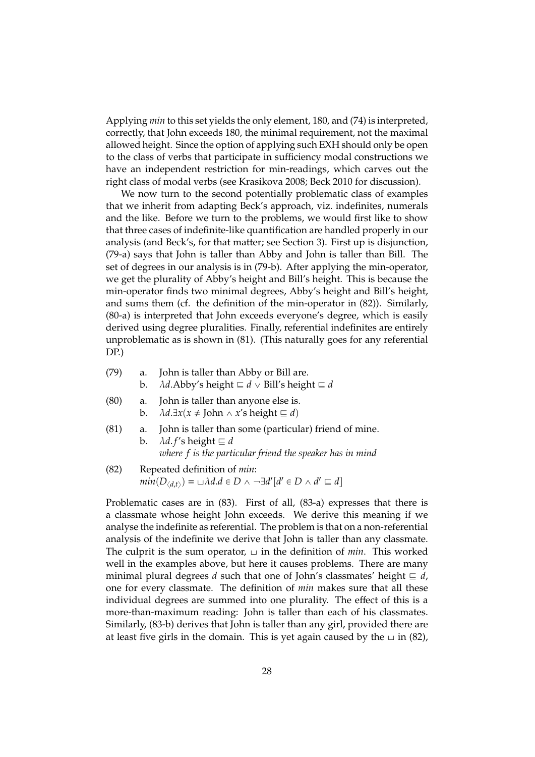Applying *min* to this set yields the only element, 180, and (74) is interpreted, correctly, that John exceeds 180, the minimal requirement, not the maximal allowed height. Since the option of applying such EXH should only be open to the class of verbs that participate in sufficiency modal constructions we have an independent restriction for min-readings, which carves out the right class of modal verbs (see Krasikova 2008; Beck 2010 for discussion).

We now turn to the second potentially problematic class of examples that we inherit from adapting Beck's approach, viz. indefinites, numerals and the like. Before we turn to the problems, we would first like to show that three cases of indefinite-like quantification are handled properly in our analysis (and Beck's, for that matter; see Section 3). First up is disjunction, (79-a) says that John is taller than Abby and John is taller than Bill. The set of degrees in our analysis is in (79-b). After applying the min-operator, we get the plurality of Abby's height and Bill's height. This is because the min-operator finds two minimal degrees, Abby's height and Bill's height, and sums them (cf. the definition of the min-operator in (82)). Similarly, (80-a) is interpreted that John exceeds everyone's degree, which is easily derived using degree pluralities. Finally, referential indefinites are entirely unproblematic as is shown in (81). (This naturally goes for any referential DP.)

(79) a. John is taller than Abby or Bill are.
  b. $\lambda d.$Abby's height $\sqsubseteq d \vee$ Bill's height $\sqsubseteq d$

(80) a. John is taller than anyone else is.
  b. $\lambda d.\exists x(x \neq \text{John} \wedge x\text{'s height} \sqsubseteq d)$

(81) a. John is taller than some (particular) friend of mine.
  b. $\lambda d.f$'s height $\sqsubseteq d$
  *where $f$ is the particular friend the speaker has in mind*

(82) Repeated definition of *min*:
  $min(D_{\langle d,t\rangle}) = \sqcup \lambda d.d \in D \wedge \neg\exists d'[d' \in D \wedge d' \sqsubseteq d]$

Problematic cases are in (83). First of all, (83-a) expresses that there is a classmate whose height John exceeds. We derive this meaning if we analyse the indefinite as referential. The problem is that on a non-referential analysis of the indefinite we derive that John is taller than any classmate. The culprit is the sum operator, $\sqcup$ in the definition of *min*. This worked well in the examples above, but here it causes problems. There are many minimal plural degrees $d$ such that one of John's classmates' height $\sqsubseteq d$, one for every classmate. The definition of *min* makes sure that all these individual degrees are summed into one plurality. The effect of this is a more-than-maximum reading: John is taller than each of his classmates. Similarly, (83-b) derives that John is taller than any girl, provided there are at least five girls in the domain. This is yet again caused by the $\sqcup$ in (82),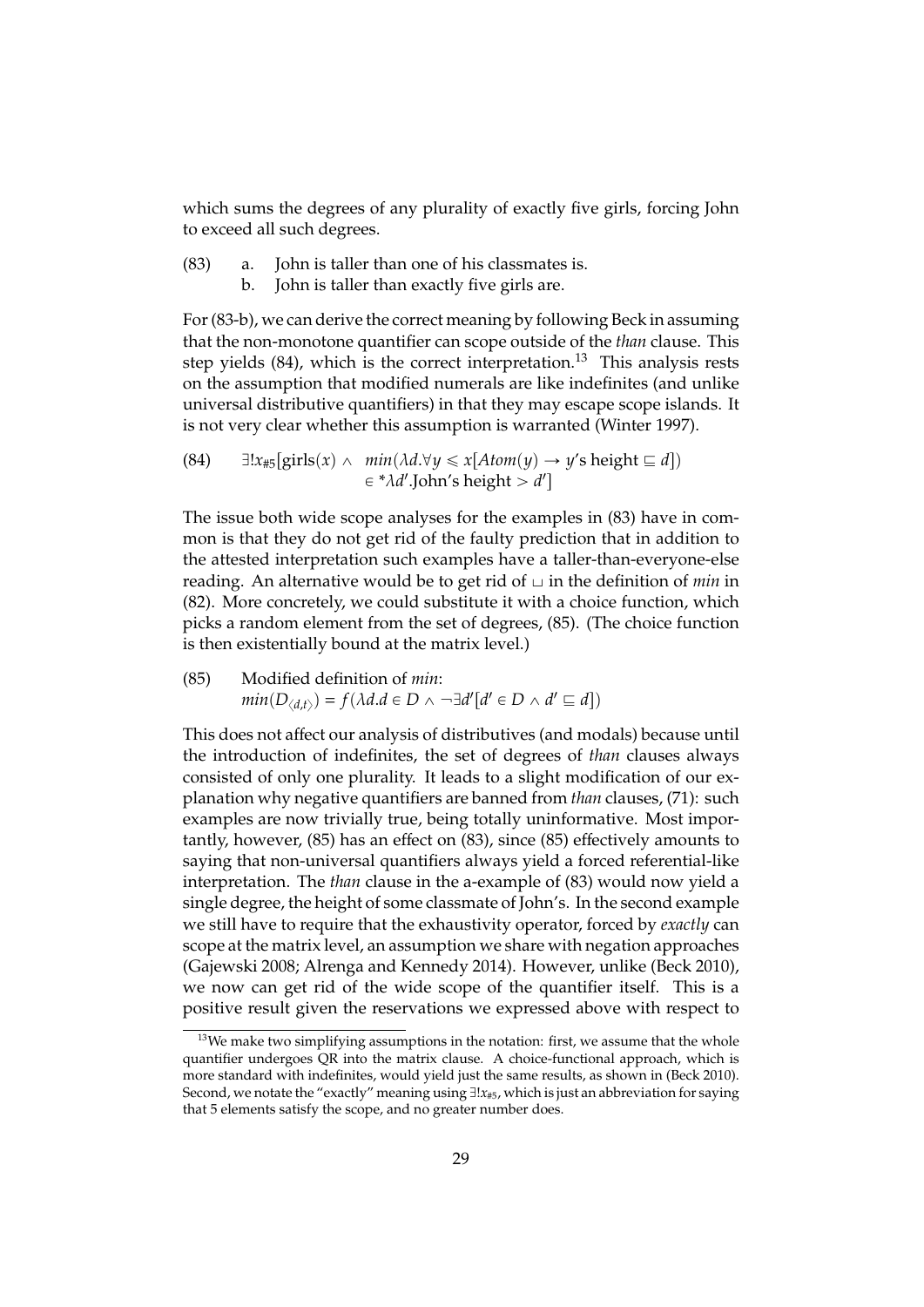which sums the degrees of any plurality of exactly five girls, forcing John to exceed all such degrees.

(83) a. John is taller than one of his classmates is.
  b. John is taller than exactly five girls are.

For (83-b), we can derive the correct meaning by following Beck in assuming that the non-monotone quantifier can scope outside of the *than* clause. This step yields (84), which is the correct interpretation.[13] This analysis rests on the assumption that modified numerals are like indefinites (and unlike universal distributive quantifiers) in that they may escape scope islands. It is not very clear whether this assumption is warranted (Winter 1997).

(84) $$\exists! x_{\#5}[\text{girls}(x) \wedge \; min(\lambda d.\forall y \leqslant x[Atom(y) \rightarrow y\text{'s height} \sqsubseteq d]) \in {}^{*}\lambda d'.\text{John's height} > d']$$

The issue both wide scope analyses for the examples in (83) have in common is that they do not get rid of the faulty prediction that in addition to the attested interpretation such examples have a taller-than-everyone-else reading. An alternative would be to get rid of $\sqcup$ in the definition of *min* in (82). More concretely, we could substitute it with a choice function, which picks a random element from the set of degrees, (85). (The choice function is then existentially bound at the matrix level.)

(85) Modified definition of *min*:
$$min(D_{\langle d,t\rangle}) = f(\lambda d.d \in D \wedge \neg\exists d'[d' \in D \wedge d' \sqsubseteq d])$$

This does not affect our analysis of distributives (and modals) because until the introduction of indefinites, the set of degrees of *than* clauses always consisted of only one plurality. It leads to a slight modification of our explanation why negative quantifiers are banned from *than* clauses, (71): such examples are now trivially true, being totally uninformative. Most importantly, however, (85) has an effect on (83), since (85) effectively amounts to saying that non-universal quantifiers always yield a forced referential-like interpretation. The *than* clause in the a-example of (83) would now yield a single degree, the height of some classmate of John's. In the second example we still have to require that the exhaustivity operator, forced by *exactly* can scope at the matrix level, an assumption we share with negation approaches (Gajewski 2008; Alrenga and Kennedy 2014). However, unlike (Beck 2010), we now can get rid of the wide scope of the quantifier itself. This is a positive result given the reservations we expressed above with respect to

[13] We make two simplifying assumptions in the notation: first, we assume that the whole quantifier undergoes QR into the matrix clause. A choice-functional approach, which is more standard with indefinites, would yield just the same results, as shown in (Beck 2010). Second, we notate the "exactly" meaning using $\exists! x_{\#5}$, which is just an abbreviation for saying that 5 elements satisfy the scope, and no greater number does.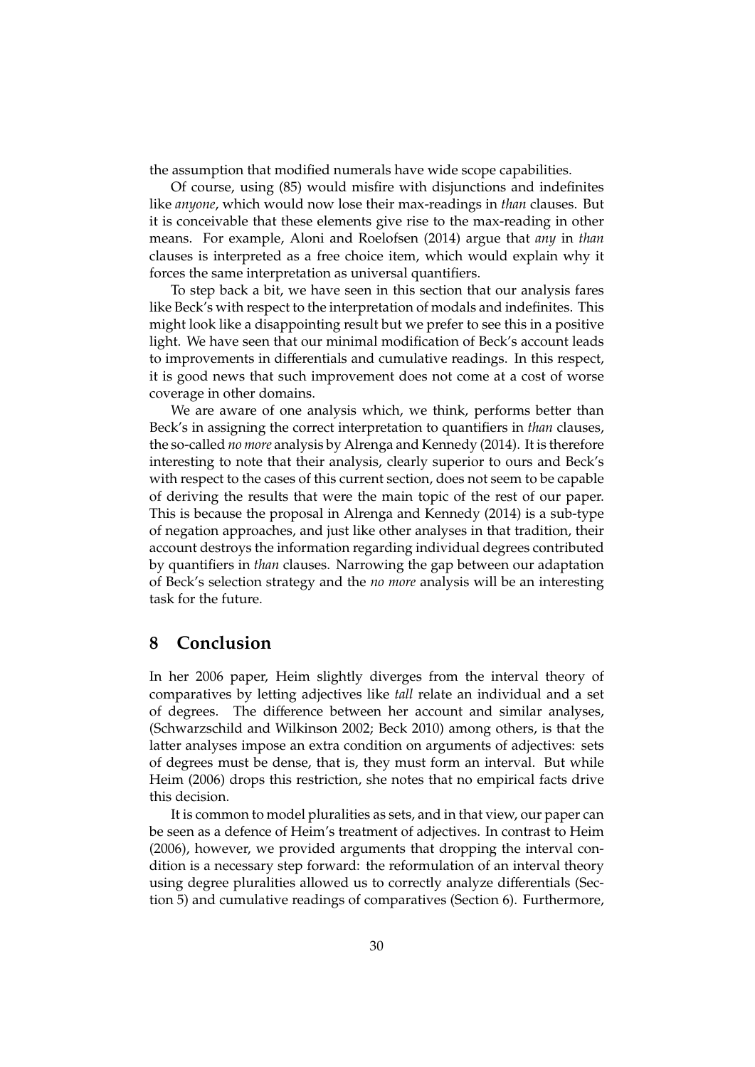the assumption that modified numerals have wide scope capabilities.

Of course, using (85) would misfire with disjunctions and indefinites like *anyone*, which would now lose their max-readings in *than* clauses. But it is conceivable that these elements give rise to the max-reading in other means. For example, Aloni and Roelofsen (2014) argue that *any* in *than* clauses is interpreted as a free choice item, which would explain why it forces the same interpretation as universal quantifiers.

To step back a bit, we have seen in this section that our analysis fares like Beck's with respect to the interpretation of modals and indefinites. This might look like a disappointing result but we prefer to see this in a positive light. We have seen that our minimal modification of Beck's account leads to improvements in differentials and cumulative readings. In this respect, it is good news that such improvement does not come at a cost of worse coverage in other domains.

We are aware of one analysis which, we think, performs better than Beck's in assigning the correct interpretation to quantifiers in *than* clauses, the so-called *no more* analysis by Alrenga and Kennedy (2014). It is therefore interesting to note that their analysis, clearly superior to ours and Beck's with respect to the cases of this current section, does not seem to be capable of deriving the results that were the main topic of the rest of our paper. This is because the proposal in Alrenga and Kennedy (2014) is a sub-type of negation approaches, and just like other analyses in that tradition, their account destroys the information regarding individual degrees contributed by quantifiers in *than* clauses. Narrowing the gap between our adaptation of Beck's selection strategy and the *no more* analysis will be an interesting task for the future.

# 8 Conclusion

In her 2006 paper, Heim slightly diverges from the interval theory of comparatives by letting adjectives like *tall* relate an individual and a set of degrees. The difference between her account and similar analyses, (Schwarzschild and Wilkinson 2002; Beck 2010) among others, is that the latter analyses impose an extra condition on arguments of adjectives: sets of degrees must be dense, that is, they must form an interval. But while Heim (2006) drops this restriction, she notes that no empirical facts drive this decision.

It is common to model pluralities as sets, and in that view, our paper can be seen as a defence of Heim's treatment of adjectives. In contrast to Heim (2006), however, we provided arguments that dropping the interval condition is a necessary step forward: the reformulation of an interval theory using degree pluralities allowed us to correctly analyze differentials (Section 5) and cumulative readings of comparatives (Section 6). Furthermore,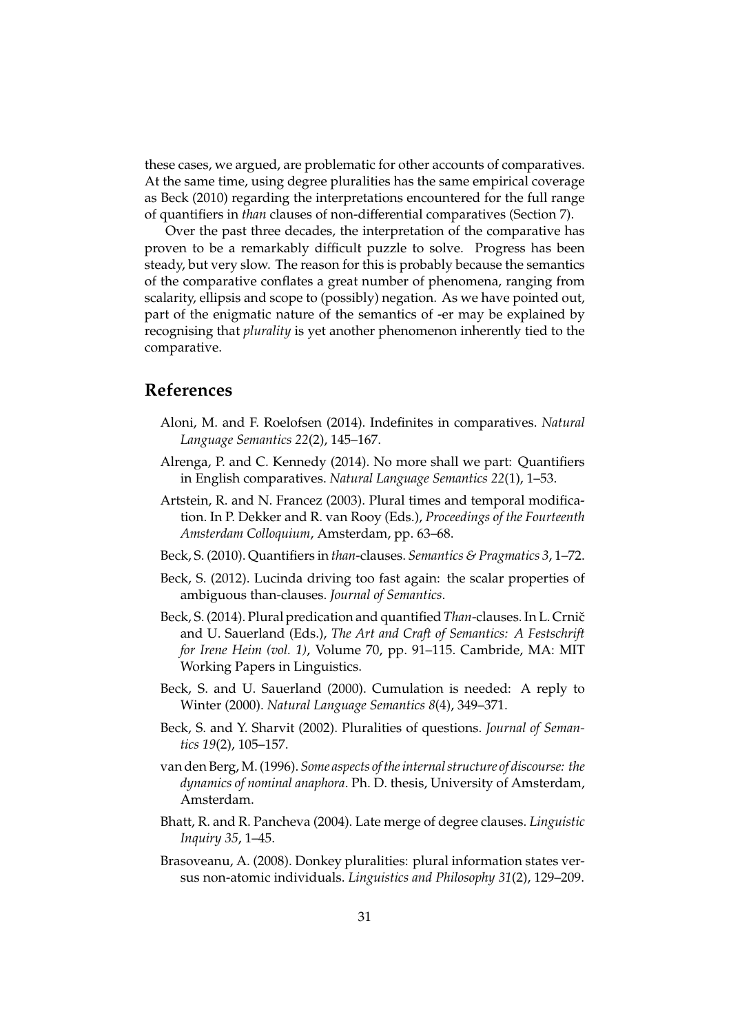these cases, we argued, are problematic for other accounts of comparatives. At the same time, using degree pluralities has the same empirical coverage as Beck (2010) regarding the interpretations encountered for the full range of quantifiers in *than* clauses of non-differential comparatives (Section 7).

Over the past three decades, the interpretation of the comparative has proven to be a remarkably difficult puzzle to solve. Progress has been steady, but very slow. The reason for this is probably because the semantics of the comparative conflates a great number of phenomena, ranging from scalarity, ellipsis and scope to (possibly) negation. As we have pointed out, part of the enigmatic nature of the semantics of -er may be explained by recognising that *plurality* is yet another phenomenon inherently tied to the comparative.

## References

Aloni, M. and F. Roelofsen (2014). Indefinites in comparatives. *Natural Language Semantics 22*(2), 145–167.

Alrenga, P. and C. Kennedy (2014). No more shall we part: Quantifiers in English comparatives. *Natural Language Semantics 22*(1), 1–53.

Artstein, R. and N. Francez (2003). Plural times and temporal modification. In P. Dekker and R. van Rooy (Eds.), *Proceedings of the Fourteenth Amsterdam Colloquium*, Amsterdam, pp. 63–68.

Beck, S. (2010). Quantifiers in *than*-clauses. *Semantics & Pragmatics 3*, 1–72.

Beck, S. (2012). Lucinda driving too fast again: the scalar properties of ambiguous than-clauses. *Journal of Semantics*.

Beck, S. (2014). Plural predication and quantified *Than*-clauses. In L. Crnič and U. Sauerland (Eds.), *The Art and Craft of Semantics: A Festschrift for Irene Heim (vol. 1)*, Volume 70, pp. 91–115. Cambride, MA: MIT Working Papers in Linguistics.

Beck, S. and U. Sauerland (2000). Cumulation is needed: A reply to Winter (2000). *Natural Language Semantics 8*(4), 349–371.

Beck, S. and Y. Sharvit (2002). Pluralities of questions. *Journal of Semantics 19*(2), 105–157.

van den Berg, M. (1996). *Some aspects of the internal structure of discourse: the dynamics of nominal anaphora*. Ph. D. thesis, University of Amsterdam, Amsterdam.

Bhatt, R. and R. Pancheva (2004). Late merge of degree clauses. *Linguistic Inquiry 35*, 1–45.

Brasoveanu, A. (2008). Donkey pluralities: plural information states versus non-atomic individuals. *Linguistics and Philosophy 31*(2), 129–209.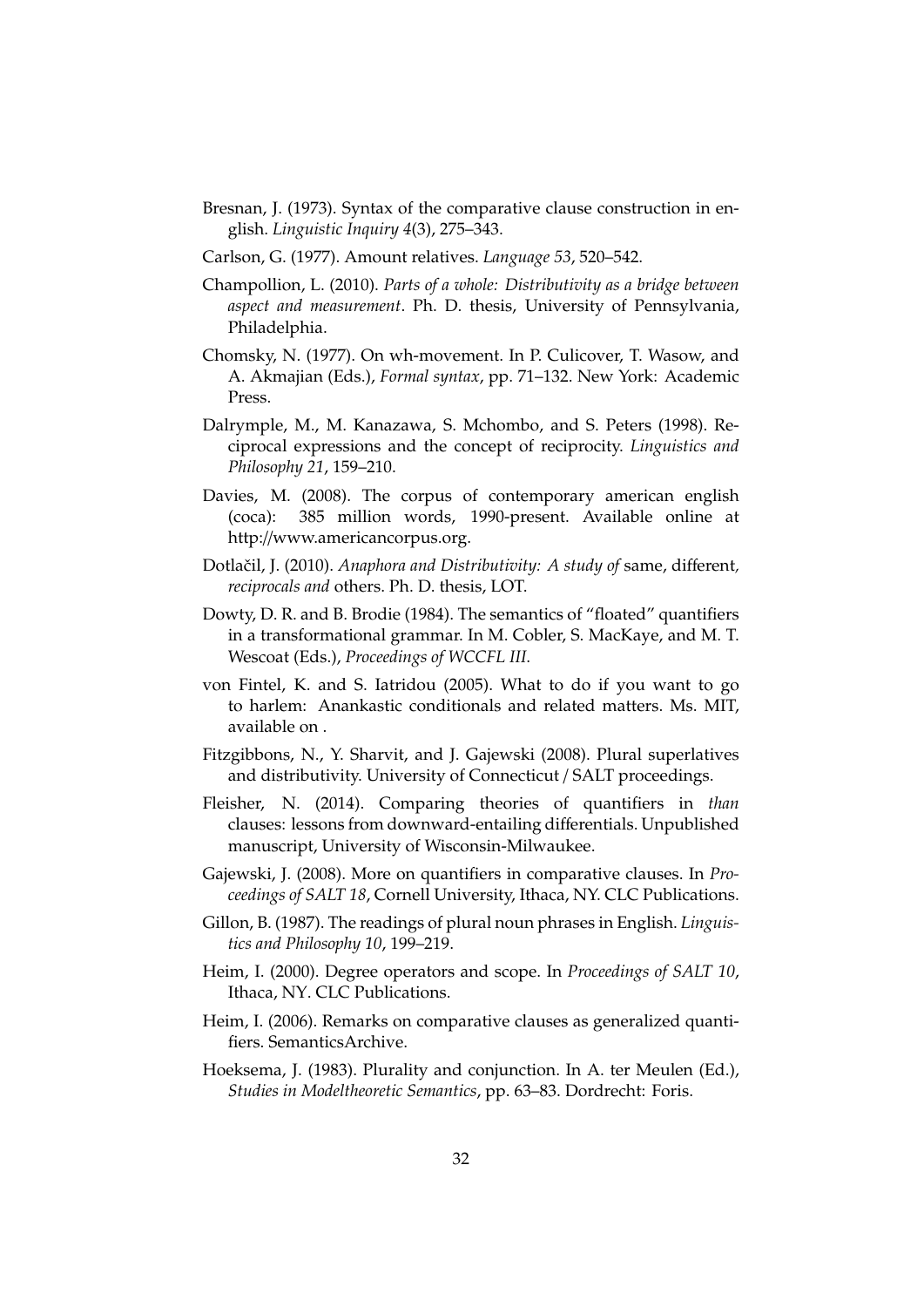Bresnan, J. (1973). Syntax of the comparative clause construction in english. *Linguistic Inquiry 4*(3), 275–343.

Carlson, G. (1977). Amount relatives. *Language 53*, 520–542.

Champollion, L. (2010). *Parts of a whole: Distributivity as a bridge between aspect and measurement*. Ph. D. thesis, University of Pennsylvania, Philadelphia.

Chomsky, N. (1977). On wh-movement. In P. Culicover, T. Wasow, and A. Akmajian (Eds.), *Formal syntax*, pp. 71–132. New York: Academic Press.

Dalrymple, M., M. Kanazawa, S. Mchombo, and S. Peters (1998). Reciprocal expressions and the concept of reciprocity. *Linguistics and Philosophy 21*, 159–210.

Davies, M. (2008). The corpus of contemporary american english (coca): 385 million words, 1990-present. Available online at http://www.americancorpus.org.

Dotlačil, J. (2010). *Anaphora and Distributivity: A study of* same, different*, reciprocals and* others. Ph. D. thesis, LOT.

Dowty, D. R. and B. Brodie (1984). The semantics of "floated" quantifiers in a transformational grammar. In M. Cobler, S. MacKaye, and M. T. Wescoat (Eds.), *Proceedings of WCCFL III*.

von Fintel, K. and S. Iatridou (2005). What to do if you want to go to harlem: Anankastic conditionals and related matters. Ms. MIT, available on .

Fitzgibbons, N., Y. Sharvit, and J. Gajewski (2008). Plural superlatives and distributivity. University of Connecticut / SALT proceedings.

Fleisher, N. (2014). Comparing theories of quantifiers in *than* clauses: lessons from downward-entailing differentials. Unpublished manuscript, University of Wisconsin-Milwaukee.

Gajewski, J. (2008). More on quantifiers in comparative clauses. In *Proceedings of SALT 18*, Cornell University, Ithaca, NY. CLC Publications.

Gillon, B. (1987). The readings of plural noun phrases in English. *Linguistics and Philosophy 10*, 199–219.

Heim, I. (2000). Degree operators and scope. In *Proceedings of SALT 10*, Ithaca, NY. CLC Publications.

Heim, I. (2006). Remarks on comparative clauses as generalized quantifiers. SemanticsArchive.

Hoeksema, J. (1983). Plurality and conjunction. In A. ter Meulen (Ed.), *Studies in Modeltheoretic Semantics*, pp. 63–83. Dordrecht: Foris.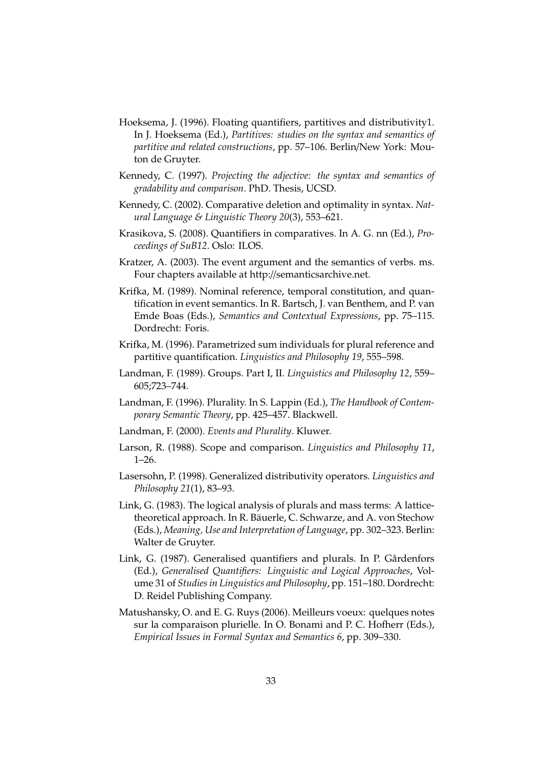Hoeksema, J. (1996). Floating quantifiers, partitives and distributivity1. In J. Hoeksema (Ed.), *Partitives: studies on the syntax and semantics of partitive and related constructions*, pp. 57–106. Berlin/New York: Mouton de Gruyter.

Kennedy, C. (1997). *Projecting the adjective: the syntax and semantics of gradability and comparison*. PhD. Thesis, UCSD.

Kennedy, C. (2002). Comparative deletion and optimality in syntax. *Natural Language & Linguistic Theory 20*(3), 553–621.

Krasikova, S. (2008). Quantifiers in comparatives. In A. G. nn (Ed.), *Proceedings of SuB12*. Oslo: ILOS.

Kratzer, A. (2003). The event argument and the semantics of verbs. ms. Four chapters available at http://semanticsarchive.net.

Krifka, M. (1989). Nominal reference, temporal constitution, and quantification in event semantics. In R. Bartsch, J. van Benthem, and P. van Emde Boas (Eds.), *Semantics and Contextual Expressions*, pp. 75–115. Dordrecht: Foris.

Krifka, M. (1996). Parametrized sum individuals for plural reference and partitive quantification. *Linguistics and Philosophy 19*, 555–598.

Landman, F. (1989). Groups. Part I, II. *Linguistics and Philosophy 12*, 559–605;723–744.

Landman, F. (1996). Plurality. In S. Lappin (Ed.), *The Handbook of Contemporary Semantic Theory*, pp. 425–457. Blackwell.

Landman, F. (2000). *Events and Plurality*. Kluwer.

Larson, R. (1988). Scope and comparison. *Linguistics and Philosophy 11*, 1–26.

Lasersohn, P. (1998). Generalized distributivity operators. *Linguistics and Philosophy 21*(1), 83–93.

Link, G. (1983). The logical analysis of plurals and mass terms: A lattice-theoretical approach. In R. Bäuerle, C. Schwarze, and A. von Stechow (Eds.), *Meaning, Use and Interpretation of Language*, pp. 302–323. Berlin: Walter de Gruyter.

Link, G. (1987). Generalised quantifiers and plurals. In P. Gårdenfors (Ed.), *Generalised Quantifiers: Linguistic and Logical Approaches*, Volume 31 of *Studies in Linguistics and Philosophy*, pp. 151–180. Dordrecht: D. Reidel Publishing Company.

Matushansky, O. and E. G. Ruys (2006). Meilleurs voeux: quelques notes sur la comparaison plurielle. In O. Bonami and P. C. Hofherr (Eds.), *Empirical Issues in Formal Syntax and Semantics 6*, pp. 309–330.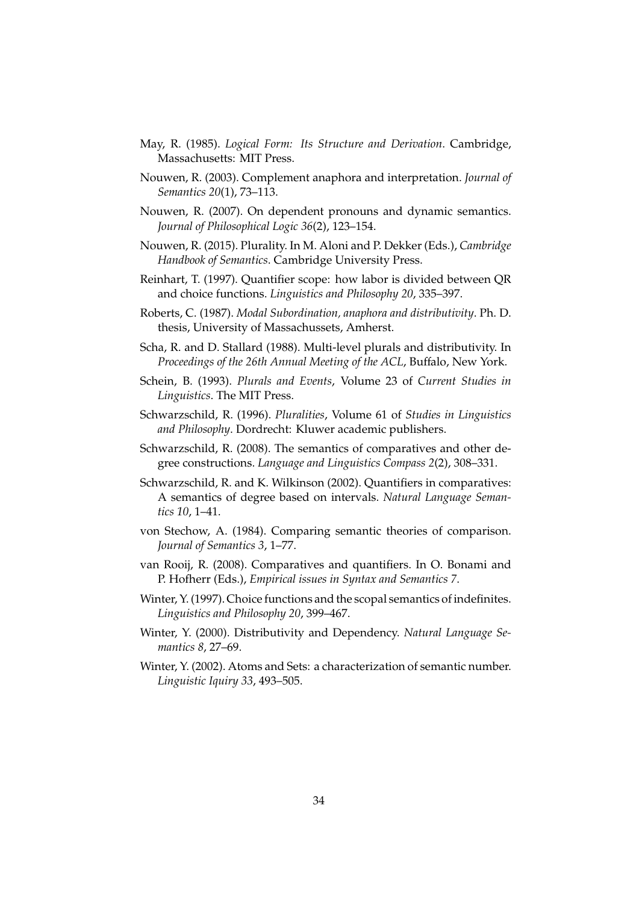May, R. (1985). *Logical Form: Its Structure and Derivation*. Cambridge, Massachusetts: MIT Press.

Nouwen, R. (2003). Complement anaphora and interpretation. *Journal of Semantics 20*(1), 73–113.

Nouwen, R. (2007). On dependent pronouns and dynamic semantics. *Journal of Philosophical Logic 36*(2), 123–154.

Nouwen, R. (2015). Plurality. In M. Aloni and P. Dekker (Eds.), *Cambridge Handbook of Semantics*. Cambridge University Press.

Reinhart, T. (1997). Quantifier scope: how labor is divided between QR and choice functions. *Linguistics and Philosophy 20*, 335–397.

Roberts, C. (1987). *Modal Subordination, anaphora and distributivity*. Ph. D. thesis, University of Massachussets, Amherst.

Scha, R. and D. Stallard (1988). Multi-level plurals and distributivity. In *Proceedings of the 26th Annual Meeting of the ACL*, Buffalo, New York.

Schein, B. (1993). *Plurals and Events*, Volume 23 of *Current Studies in Linguistics*. The MIT Press.

Schwarzschild, R. (1996). *Pluralities*, Volume 61 of *Studies in Linguistics and Philosophy*. Dordrecht: Kluwer academic publishers.

Schwarzschild, R. (2008). The semantics of comparatives and other degree constructions. *Language and Linguistics Compass 2*(2), 308–331.

Schwarzschild, R. and K. Wilkinson (2002). Quantifiers in comparatives: A semantics of degree based on intervals. *Natural Language Semantics 10*, 1–41.

von Stechow, A. (1984). Comparing semantic theories of comparison. *Journal of Semantics 3*, 1–77.

van Rooij, R. (2008). Comparatives and quantifiers. In O. Bonami and P. Hofherr (Eds.), *Empirical issues in Syntax and Semantics 7*.

Winter, Y. (1997). Choice functions and the scopal semantics of indefinites. *Linguistics and Philosophy 20*, 399–467.

Winter, Y. (2000). Distributivity and Dependency. *Natural Language Semantics 8*, 27–69.

Winter, Y. (2002). Atoms and Sets: a characterization of semantic number. *Linguistic Iquiry 33*, 493–505.